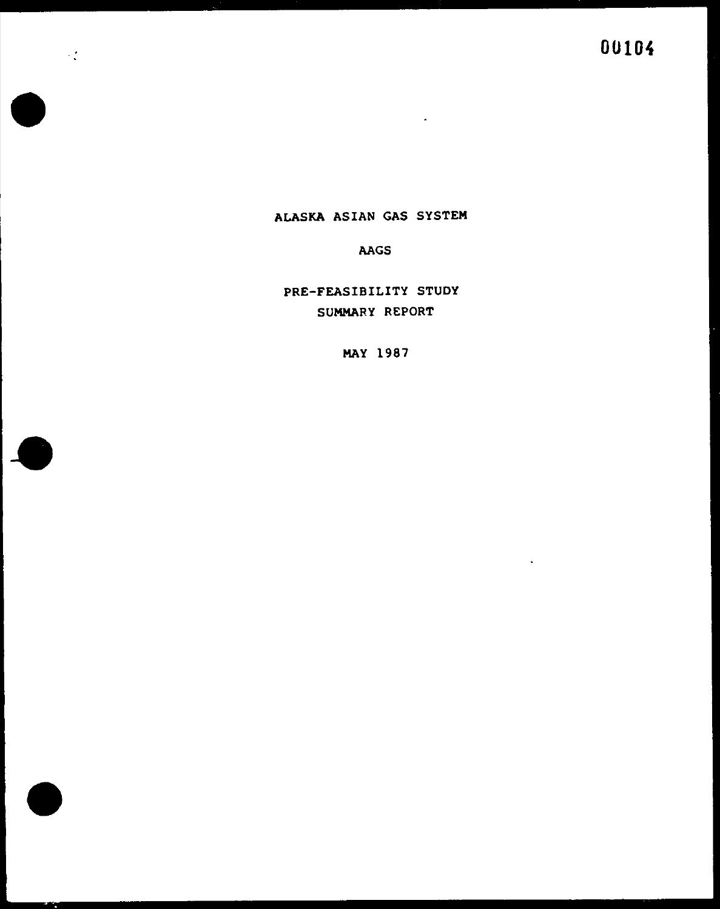# ALASKA ASIAN GAS SYSTEM

## AAGS

## PRE-FEASIBILITY STUDY
## SUMMARY REPORT

MAY 1987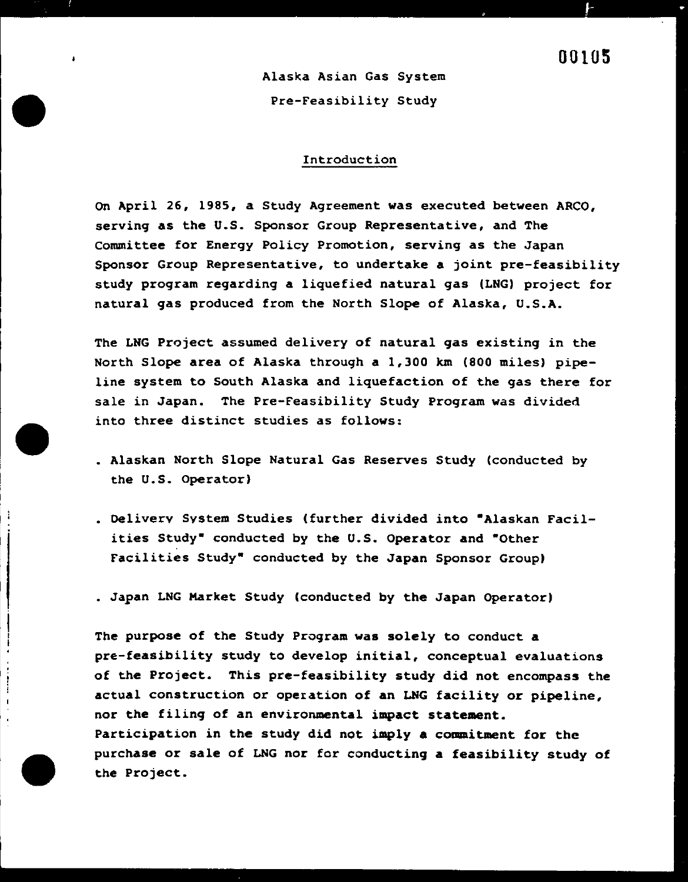# Alaska Asian Gas System

## Pre-Feasibility Study

### Introduction

On April 26, 1985, a Study Agreement was executed between ARCO, serving as the U.S. Sponsor Group Representative, and The Committee for Energy Policy Promotion, serving as the Japan Sponsor Group Representative, to undertake a joint pre-feasibility study program regarding a liquefied natural gas (LNG) project for natural gas produced from the North Slope of Alaska, U.S.A.

The LNG Project assumed delivery of natural gas existing in the North Slope area of Alaska through a 1,300 km (800 miles) pipeline system to South Alaska and liquefaction of the gas there for sale in Japan. The Pre-Feasibility Study Program was divided into three distinct studies as follows:

- Alaskan North Slope Natural Gas Reserves Study (conducted by the U.S. Operator)
- Delivery System Studies (further divided into "Alaskan Facilities Study" conducted by the U.S. Operator and "Other Facilities Study" conducted by the Japan Sponsor Group)
- Japan LNG Market Study (conducted by the Japan Operator)

The purpose of the Study Program was solely to conduct a pre-feasibility study to develop initial, conceptual evaluations of the Project. This pre-feasibility study did not encompass the actual construction or operation of an LNG facility or pipeline, nor the filing of an environmental impact statement. Participation in the study did not imply a commitment for the purchase or sale of LNG nor for conducting a feasibility study of the Project.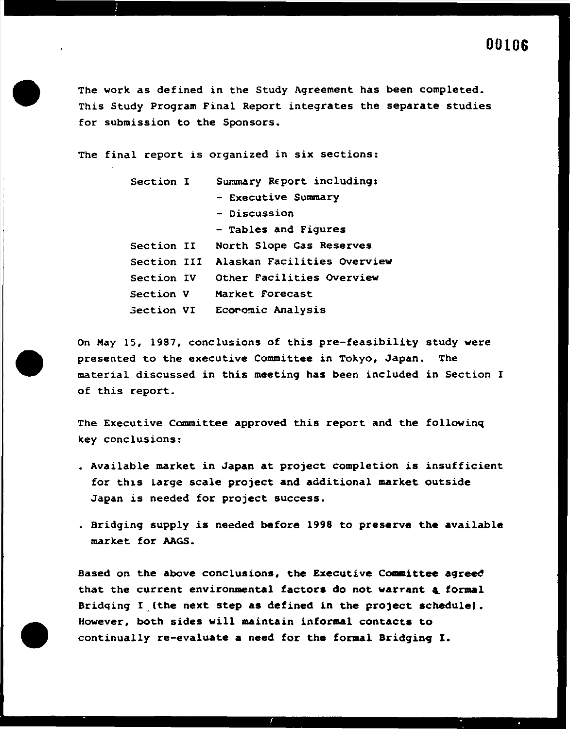The work as defined in the Study Agreement has been completed. This Study Program Final Report integrates the separate studies for submission to the Sponsors.

The final report is organized in six sections:

| | |
|---|---|
| Section I | Summary Report including:<br>- Executive Summary<br>- Discussion<br>- Tables and Figures |
| Section II | North Slope Gas Reserves |
| Section III | Alaskan Facilities Overview |
| Section IV | Other Facilities Overview |
| Section V | Market Forecast |
| Section VI | Economic Analysis |

On May 15, 1987, conclusions of this pre-feasibility study were presented to the executive Committee in Tokyo, Japan. The material discussed in this meeting has been included in Section I of this report.

The Executive Committee approved this report and the following key conclusions:

- Available market in Japan at project completion is insufficient for this large scale project and additional market outside Japan is needed for project success.
- Bridging supply is needed before 1998 to preserve the available market for AAGS.

Based on the above conclusions, the Executive Committee agreed that the current environmental factors do not warrant a formal Bridging I (the next step as defined in the project schedule). However, both sides will maintain informal contacts to continually re-evaluate a need for the formal Bridging I.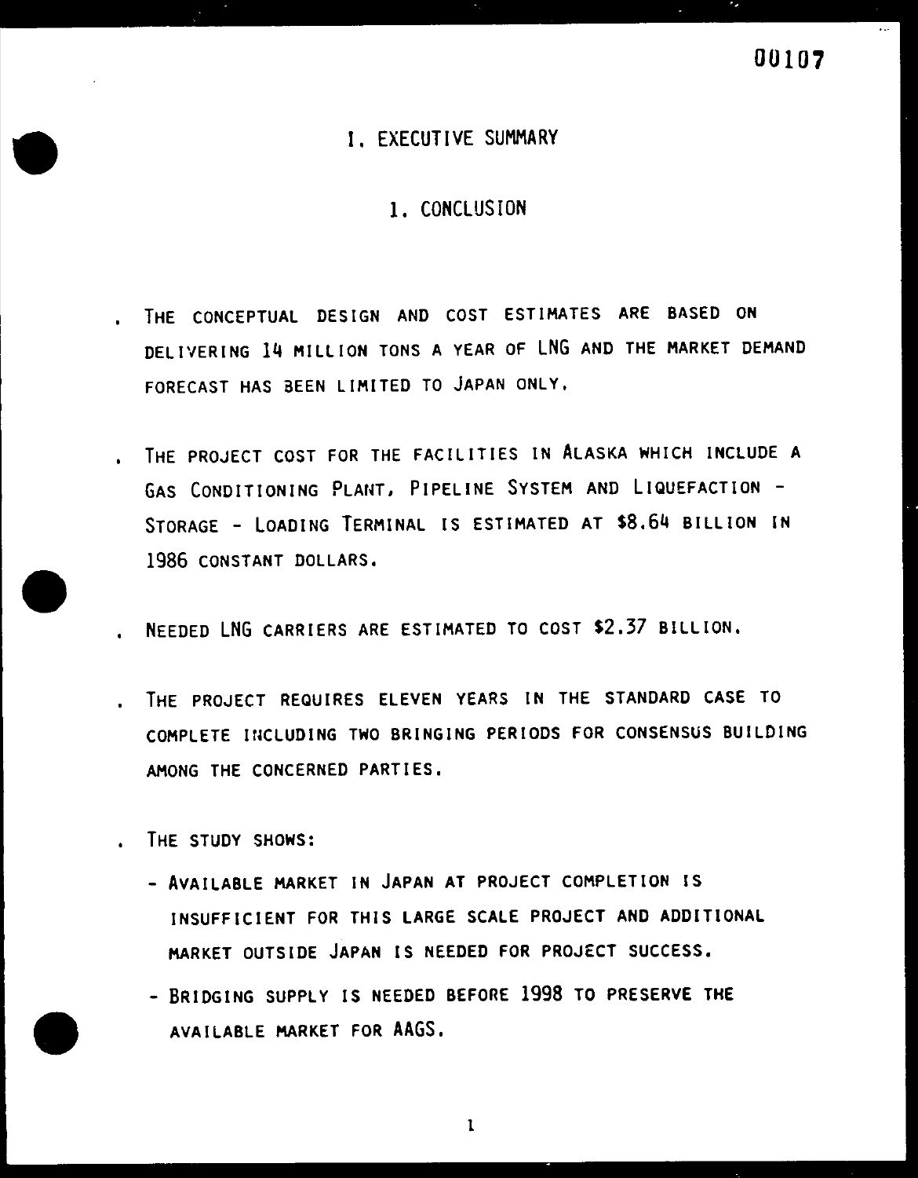# I. EXECUTIVE SUMMARY

## 1. CONCLUSION

- THE CONCEPTUAL DESIGN AND COST ESTIMATES ARE BASED ON DELIVERING 14 MILLION TONS A YEAR OF LNG AND THE MARKET DEMAND FORECAST HAS BEEN LIMITED TO JAPAN ONLY.

- THE PROJECT COST FOR THE FACILITIES IN ALASKA WHICH INCLUDE A GAS CONDITIONING PLANT, PIPELINE SYSTEM AND LIQUEFACTION - STORAGE - LOADING TERMINAL IS ESTIMATED AT $8.64 BILLION IN 1986 CONSTANT DOLLARS.

- NEEDED LNG CARRIERS ARE ESTIMATED TO COST $2.37 BILLION.

- THE PROJECT REQUIRES ELEVEN YEARS IN THE STANDARD CASE TO COMPLETE INCLUDING TWO BRINGING PERIODS FOR CONSENSUS BUILDING AMONG THE CONCERNED PARTIES.

- THE STUDY SHOWS:
  - AVAILABLE MARKET IN JAPAN AT PROJECT COMPLETION IS INSUFFICIENT FOR THIS LARGE SCALE PROJECT AND ADDITIONAL MARKET OUTSIDE JAPAN IS NEEDED FOR PROJECT SUCCESS.
  - BRIDGING SUPPLY IS NEEDED BEFORE 1998 TO PRESERVE THE AVAILABLE MARKET FOR AAGS.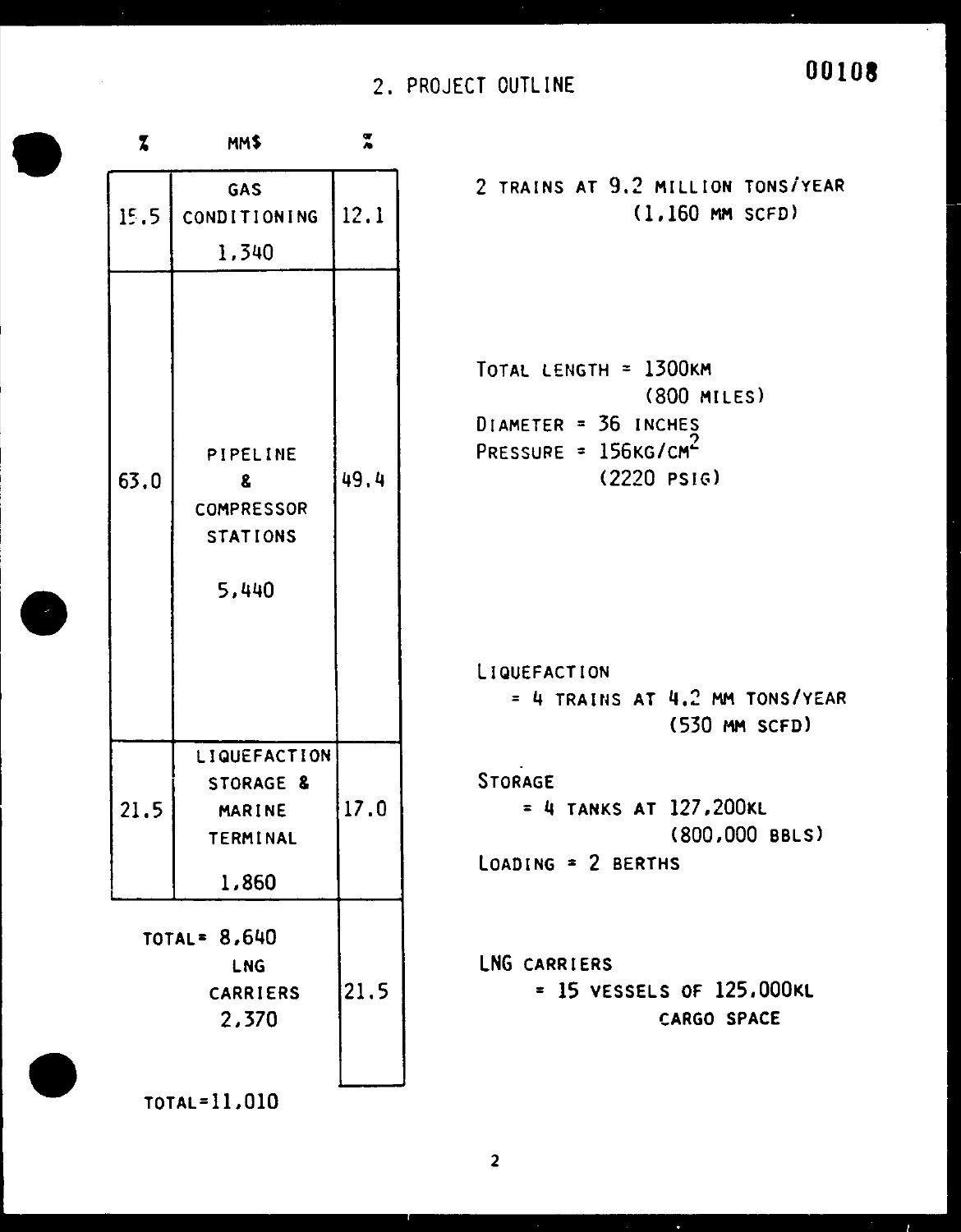## 2. PROJECT OUTLINE

| % | MM$ | % | Description |
|---|---|---|---|
| 15.5 | GAS CONDITIONING 1,340 | 12.1 | 2 TRAINS AT 9.2 MILLION TONS/YEAR (1,160 MM SCFD) |
| 63.0 | PIPELINE & COMPRESSOR STATIONS 5,440 | 49.4 | TOTAL LENGTH = 1300KM (800 MILES)<br>DIAMETER = 36 INCHES<br>PRESSURE = 156KG/CM$^2$ (2220 PSIG) |
| 21.5 | LIQUEFACTION STORAGE & MARINE TERMINAL 1,860 | 17.0 | LIQUEFACTION = 4 TRAINS AT 4.2 MM TONS/YEAR (530 MM SCFD)<br>STORAGE = 4 TANKS AT 127,200KL (800,000 BBLS)<br>LOADING = 2 BERTHS |
| | TOTAL= 8,640 | | |
| | LNG CARRIERS 2,370 | 21.5 | LNG CARRIERS = 15 VESSELS OF 125,000KL CARGO SPACE |
| | TOTAL=11,010 | | |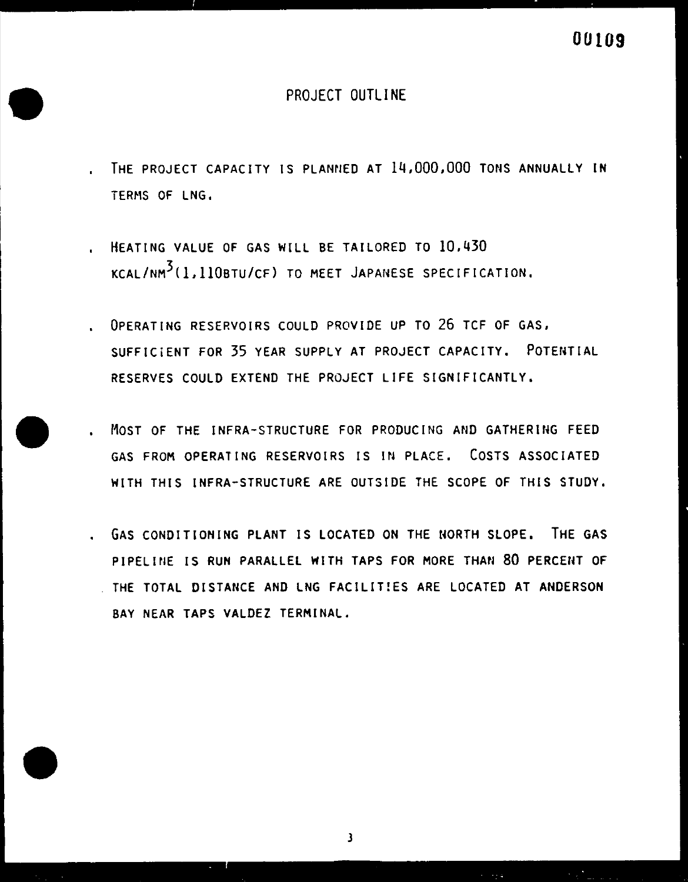# PROJECT OUTLINE

- THE PROJECT CAPACITY IS PLANNED AT 14,000,000 TONS ANNUALLY IN TERMS OF LNG.
- HEATING VALUE OF GAS WILL BE TAILORED TO 10,430 KCAL/NM$^3$(1,110BTU/CF) TO MEET JAPANESE SPECIFICATION.
- OPERATING RESERVOIRS COULD PROVIDE UP TO 26 TCF OF GAS, SUFFICIENT FOR 35 YEAR SUPPLY AT PROJECT CAPACITY. POTENTIAL RESERVES COULD EXTEND THE PROJECT LIFE SIGNIFICANTLY.
- MOST OF THE INFRA-STRUCTURE FOR PRODUCING AND GATHERING FEED GAS FROM OPERATING RESERVOIRS IS IN PLACE. COSTS ASSOCIATED WITH THIS INFRA-STRUCTURE ARE OUTSIDE THE SCOPE OF THIS STUDY.
- GAS CONDITIONING PLANT IS LOCATED ON THE NORTH SLOPE. THE GAS PIPELINE IS RUN PARALLEL WITH TAPS FOR MORE THAN 80 PERCENT OF THE TOTAL DISTANCE AND LNG FACILITIES ARE LOCATED AT ANDERSON BAY NEAR TAPS VALDEZ TERMINAL.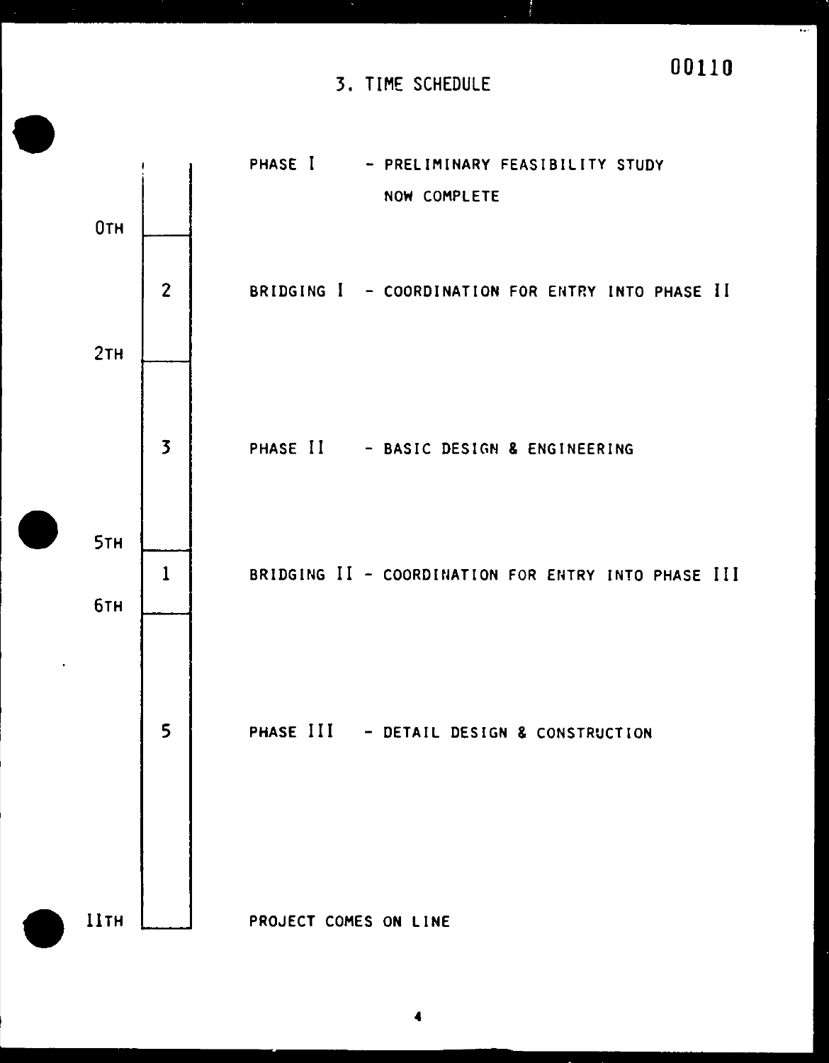00110

## 3. TIME SCHEDULE

| Year | Duration | Phase | Description |
|---|---|---|---|
| | | PHASE I | PRELIMINARY FEASIBILITY STUDY NOW COMPLETE |
| 0TH | | | |
| | 2 | BRIDGING I | COORDINATION FOR ENTRY INTO PHASE II |
| 2TH | | | |
| | 3 | PHASE II | BASIC DESIGN & ENGINEERING |
| 5TH | | | |
| | 1 | BRIDGING II | COORDINATION FOR ENTRY INTO PHASE III |
| 6TH | | | |
| | 5 | PHASE III | DETAIL DESIGN & CONSTRUCTION |
| 11TH | | | PROJECT COMES ON LINE |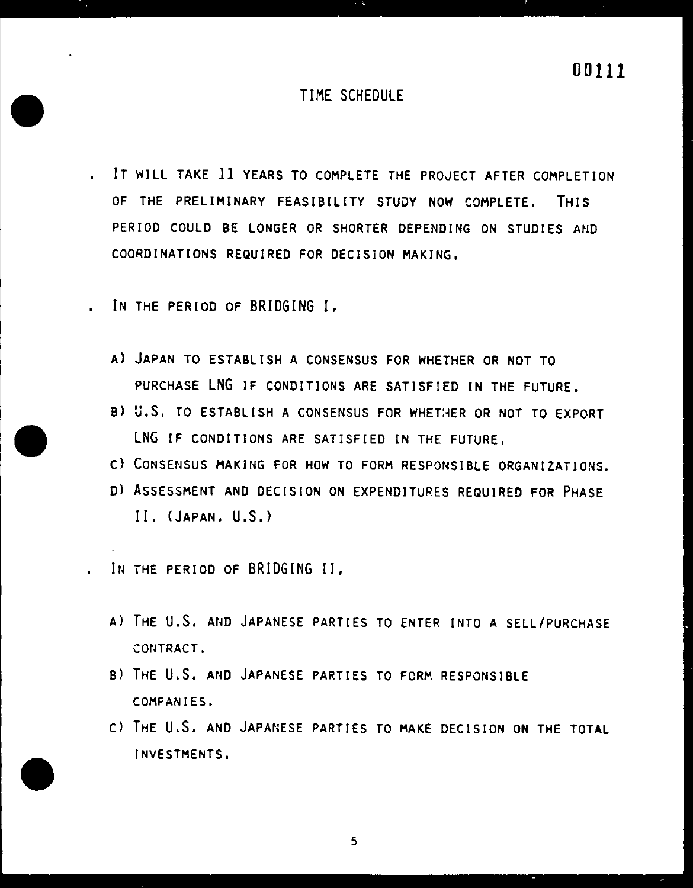## TIME SCHEDULE

- IT WILL TAKE 11 YEARS TO COMPLETE THE PROJECT AFTER COMPLETION OF THE PRELIMINARY FEASIBILITY STUDY NOW COMPLETE. THIS PERIOD COULD BE LONGER OR SHORTER DEPENDING ON STUDIES AND COORDINATIONS REQUIRED FOR DECISION MAKING.

- IN THE PERIOD OF BRIDGING I,

  A) JAPAN TO ESTABLISH A CONSENSUS FOR WHETHER OR NOT TO PURCHASE LNG IF CONDITIONS ARE SATISFIED IN THE FUTURE.
  
  B) U.S. TO ESTABLISH A CONSENSUS FOR WHETHER OR NOT TO EXPORT LNG IF CONDITIONS ARE SATISFIED IN THE FUTURE.
  
  C) CONSENSUS MAKING FOR HOW TO FORM RESPONSIBLE ORGANIZATIONS.
  
  D) ASSESSMENT AND DECISION ON EXPENDITURES REQUIRED FOR PHASE II. (JAPAN, U.S.)

- IN THE PERIOD OF BRIDGING II,

  A) THE U.S. AND JAPANESE PARTIES TO ENTER INTO A SELL/PURCHASE CONTRACT.
  
  B) THE U.S. AND JAPANESE PARTIES TO FORM RESPONSIBLE COMPANIES.
  
  C) THE U.S. AND JAPANESE PARTIES TO MAKE DECISION ON THE TOTAL INVESTMENTS.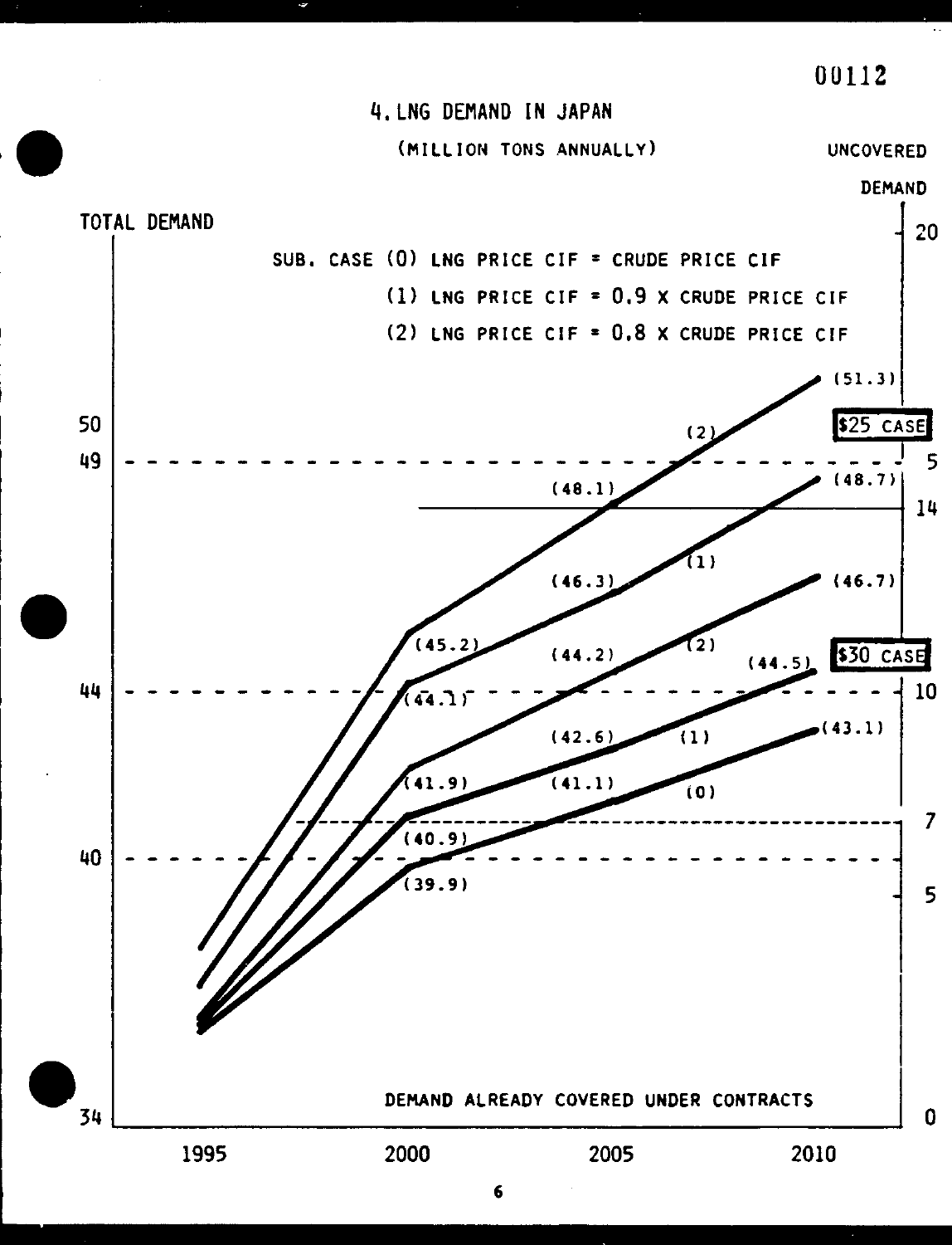# 4. LNG DEMAND IN JAPAN

(MILLION TONS ANNUALLY)

TOTAL DEMAND

UNCOVERED DEMAND

SUB. CASE (0) LNG PRICE CIF = CRUDE PRICE CIF

(1) LNG PRICE CIF = 0.9 X CRUDE PRICE CIF

(2) LNG PRICE CIF = 0.8 X CRUDE PRICE CIF

| Case | Sub. case | 2000 | 2005 | 2010 |
|---|---|---|---|---|
| $25 CASE | (2) | (45.2) | (48.1) | (51.3) |
| $25 CASE | (1) | (44.1) | (46.3) | (48.7) |
| $30 CASE | (2) | (41.9) | (44.2) | (46.7) |
| $30 CASE | (1) | (40.9) | (42.6) | (44.5) |
| $30 CASE | (0) | (39.9) | (41.1) | (43.1) |

Total demand axis: 34, 40, 44, 49, 50

Uncovered demand axis: 0, 5, 7, 10, 14, 5, 20

DEMAND ALREADY COVERED UNDER CONTRACTS

1995 2000 2005 2010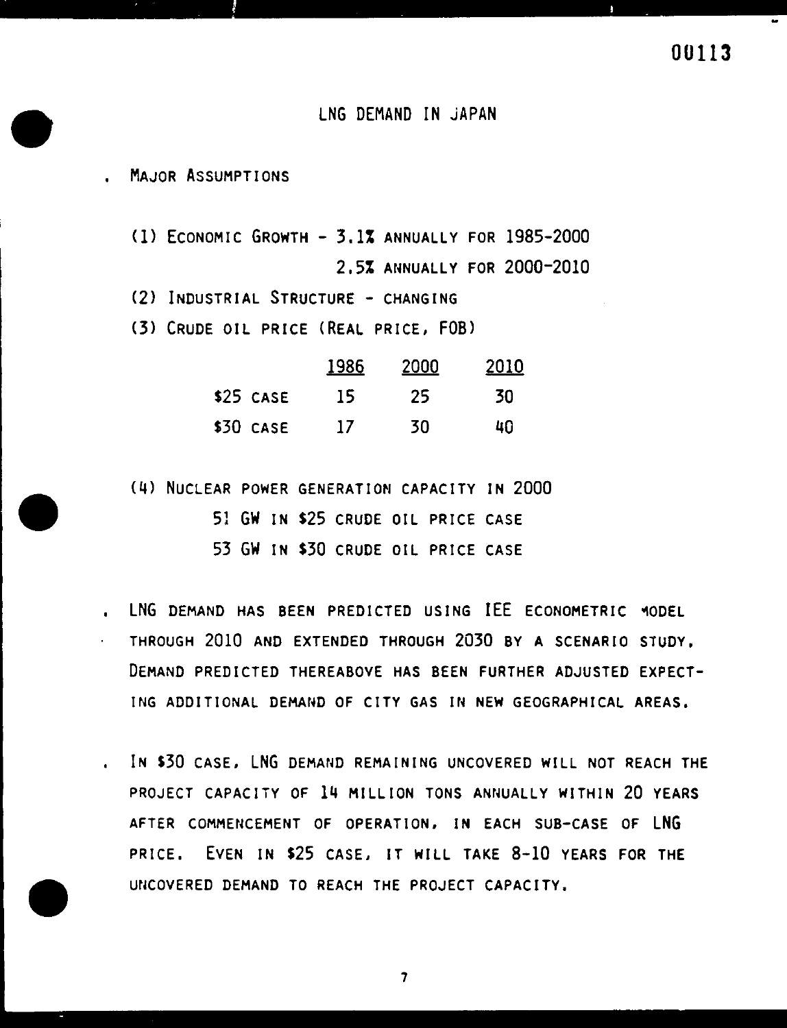# LNG DEMAND IN JAPAN

- MAJOR ASSUMPTIONS

  (1) ECONOMIC GROWTH - 3.1% ANNUALLY FOR 1985-2000
  2.5% ANNUALLY FOR 2000-2010

  (2) INDUSTRIAL STRUCTURE - CHANGING

  (3) CRUDE OIL PRICE (REAL PRICE, FOB)

| | 1986 | 2000 | 2010 |
|---|---|---|---|
| $25 CASE | 15 | 25 | 30 |
| $30 CASE | 17 | 30 | 40 |

  (4) NUCLEAR POWER GENERATION CAPACITY IN 2000
  51 GW IN $25 CRUDE OIL PRICE CASE
  53 GW IN $30 CRUDE OIL PRICE CASE

- LNG DEMAND HAS BEEN PREDICTED USING IEE ECONOMETRIC MODEL THROUGH 2010 AND EXTENDED THROUGH 2030 BY A SCENARIO STUDY. DEMAND PREDICTED THEREABOVE HAS BEEN FURTHER ADJUSTED EXPECTING ADDITIONAL DEMAND OF CITY GAS IN NEW GEOGRAPHICAL AREAS.

- IN $30 CASE, LNG DEMAND REMAINING UNCOVERED WILL NOT REACH THE PROJECT CAPACITY OF 14 MILLION TONS ANNUALLY WITHIN 20 YEARS AFTER COMMENCEMENT OF OPERATION, IN EACH SUB-CASE OF LNG PRICE. EVEN IN $25 CASE, IT WILL TAKE 8-10 YEARS FOR THE UNCOVERED DEMAND TO REACH THE PROJECT CAPACITY.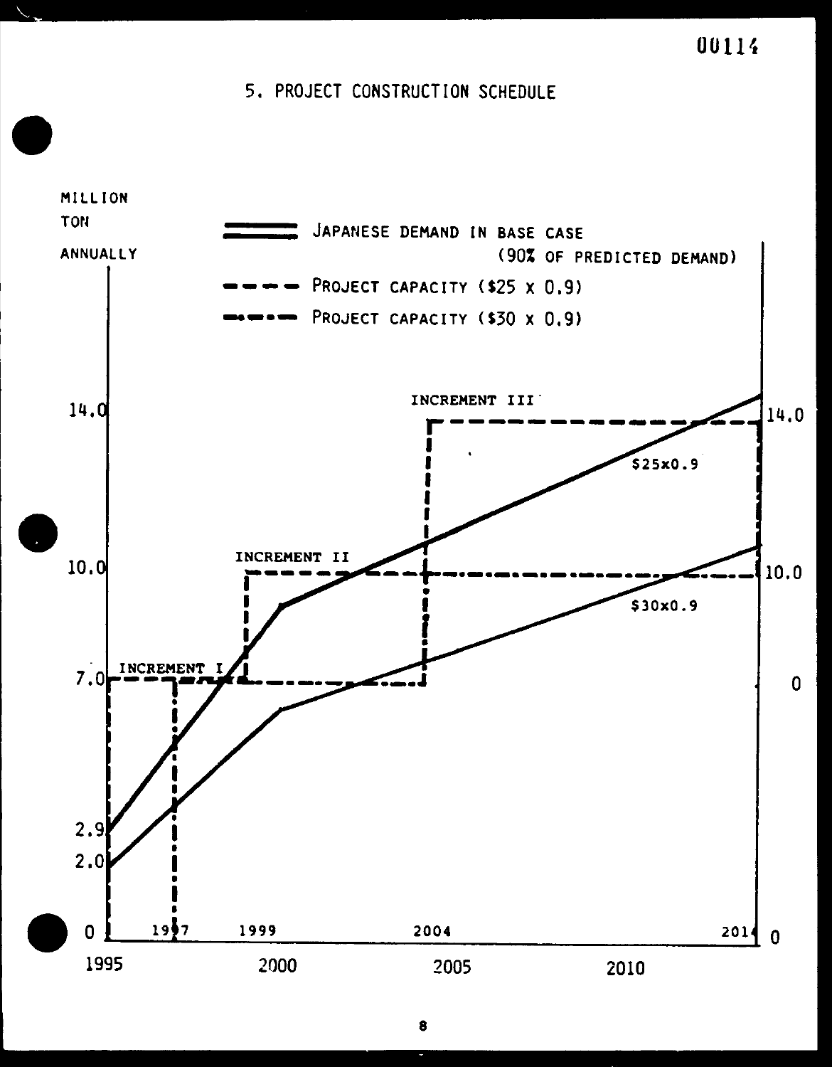## 5. PROJECT CONSTRUCTION SCHEDULE

MILLION TON ANNUALLY

JAPANESE DEMAND IN BASE CASE (90% OF PREDICTED DEMAND)

PROJECT CAPACITY ($25 x 0.9)

PROJECT CAPACITY ($30 x 0.9)

INCREMENT I

INCREMENT II

INCREMENT III

$25x0.9

$30x0.9

14.0

10.0

7.0

2.9

2.0

0

1997 1999 2004 2014

1995 2000 2005 2010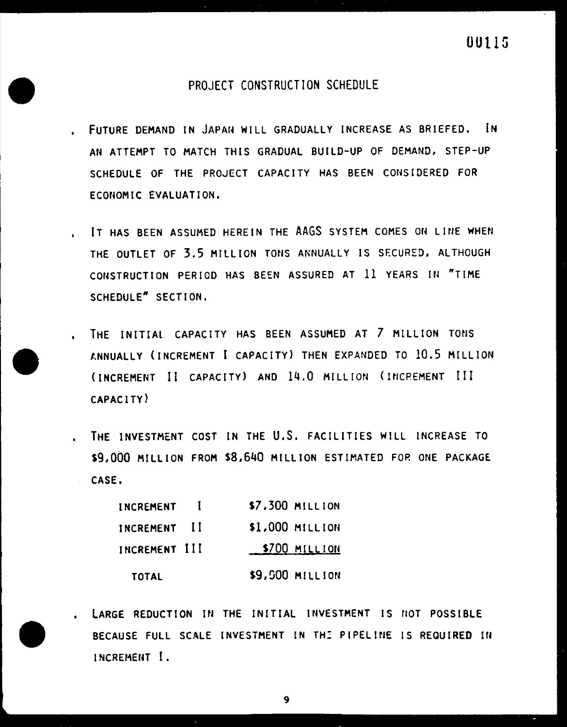# PROJECT CONSTRUCTION SCHEDULE

- FUTURE DEMAND IN JAPAN WILL GRADUALLY INCREASE AS BRIEFED. IN AN ATTEMPT TO MATCH THIS GRADUAL BUILD-UP OF DEMAND, STEP-UP SCHEDULE OF THE PROJECT CAPACITY HAS BEEN CONSIDERED FOR ECONOMIC EVALUATION.

- IT HAS BEEN ASSUMED HEREIN THE AAGS SYSTEM COMES ON LINE WHEN THE OUTLET OF 3.5 MILLION TONS ANNUALLY IS SECURED, ALTHOUGH CONSTRUCTION PERIOD HAS BEEN ASSURED AT 11 YEARS IN "TIME SCHEDULE" SECTION.

- THE INITIAL CAPACITY HAS BEEN ASSUMED AT 7 MILLION TONS ANNUALLY (INCREMENT I CAPACITY) THEN EXPANDED TO 10.5 MILLION (INCREMENT II CAPACITY) AND 14.0 MILLION (INCREMENT III CAPACITY)

- THE INVESTMENT COST IN THE U.S. FACILITIES WILL INCREASE TO $9,000 MILLION FROM $8,640 MILLION ESTIMATED FOR ONE PACKAGE CASE.

| | |
|---|---|
| INCREMENT I | $7,300 MILLION |
| INCREMENT II | $1,000 MILLION |
| INCREMENT III | $700 MILLION |
| TOTAL | $9,000 MILLION |

- LARGE REDUCTION IN THE INITIAL INVESTMENT IS NOT POSSIBLE BECAUSE FULL SCALE INVESTMENT IN THE PIPELINE IS REQUIRED IN INCREMENT I.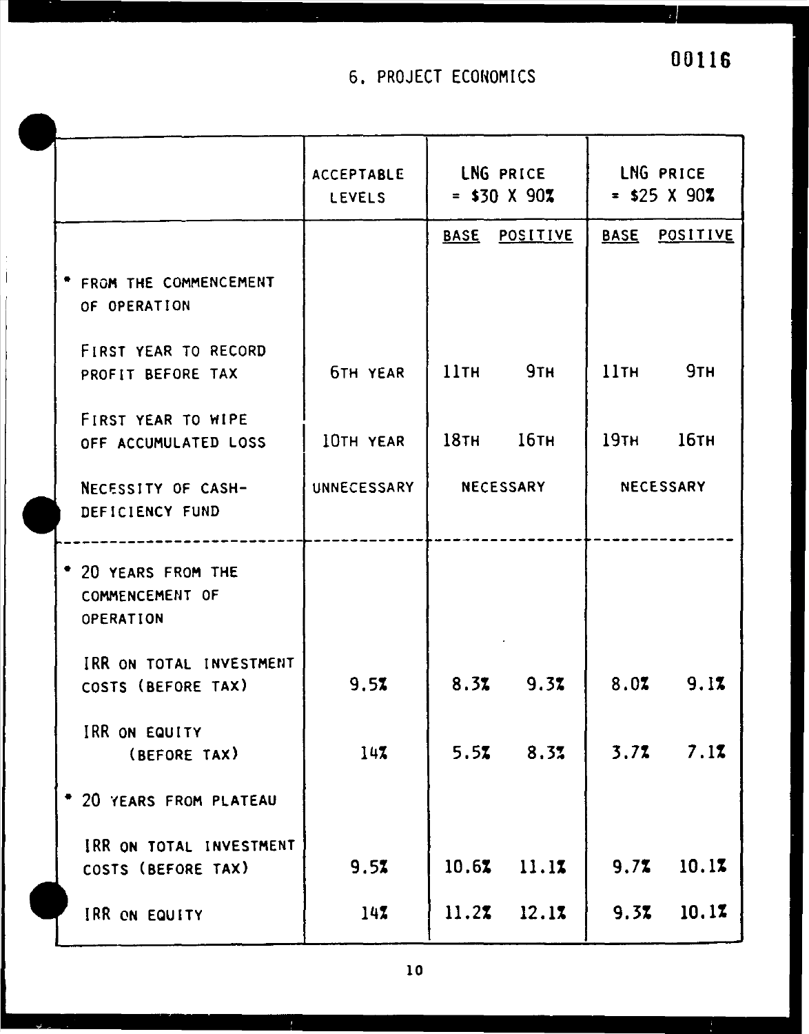## 6. PROJECT ECONOMICS

| | ACCEPTABLE LEVELS | LNG PRICE = $30 X 90% | | LNG PRICE = $25 X 90% | |
|---|---|---|---|---|---|
| | | BASE | POSITIVE | BASE | POSITIVE |
| * FROM THE COMMENCEMENT OF OPERATION | | | | | |
| FIRST YEAR TO RECORD PROFIT BEFORE TAX | 6TH YEAR | 11TH | 9TH | 11TH | 9TH |
| FIRST YEAR TO WIPE OFF ACCUMULATED LOSS | 10TH YEAR | 18TH | 16TH | 19TH | 16TH |
| NECESSITY OF CASH-DEFICIENCY FUND | UNNECESSARY | NECESSARY | | NECESSARY | |
| * 20 YEARS FROM THE COMMENCEMENT OF OPERATION | | | | | |
| IRR ON TOTAL INVESTMENT COSTS (BEFORE TAX) | 9.5% | 8.3% | 9.3% | 8.0% | 9.1% |
| IRR ON EQUITY (BEFORE TAX) | 14% | 5.5% | 8.3% | 3.7% | 7.1% |
| * 20 YEARS FROM PLATEAU | | | | | |
| IRR ON TOTAL INVESTMENT COSTS (BEFORE TAX) | 9.5% | 10.6% | 11.1% | 9.7% | 10.1% |
| IRR ON EQUITY | 14% | 11.2% | 12.1% | 9.3% | 10.1% |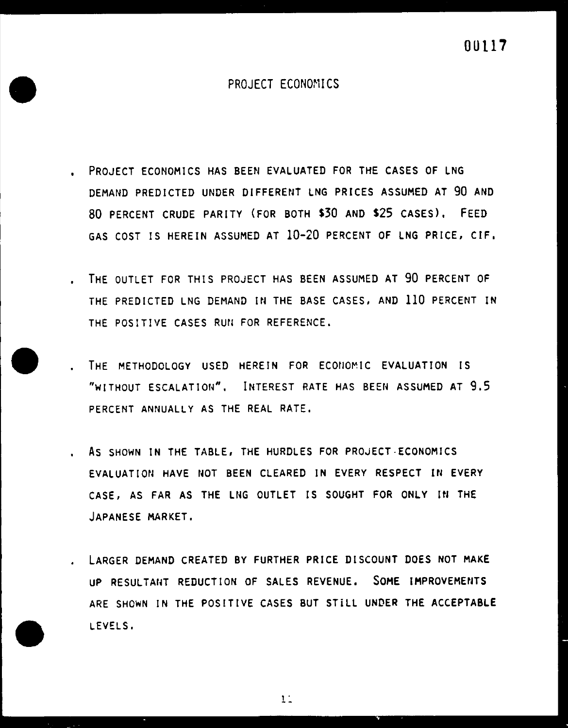# PROJECT ECONOMICS

- PROJECT ECONOMICS HAS BEEN EVALUATED FOR THE CASES OF LNG DEMAND PREDICTED UNDER DIFFERENT LNG PRICES ASSUMED AT 90 AND 80 PERCENT CRUDE PARITY (FOR BOTH $30 AND $25 CASES). FEED GAS COST IS HEREIN ASSUMED AT 10-20 PERCENT OF LNG PRICE, CIF.

- THE OUTLET FOR THIS PROJECT HAS BEEN ASSUMED AT 90 PERCENT OF THE PREDICTED LNG DEMAND IN THE BASE CASES, AND 110 PERCENT IN THE POSITIVE CASES RUN FOR REFERENCE.

- THE METHODOLOGY USED HEREIN FOR ECONOMIC EVALUATION IS "WITHOUT ESCALATION". INTEREST RATE HAS BEEN ASSUMED AT 9.5 PERCENT ANNUALLY AS THE REAL RATE.

- AS SHOWN IN THE TABLE, THE HURDLES FOR PROJECT ECONOMICS EVALUATION HAVE NOT BEEN CLEARED IN EVERY RESPECT IN EVERY CASE, AS FAR AS THE LNG OUTLET IS SOUGHT FOR ONLY IN THE JAPANESE MARKET.

- LARGER DEMAND CREATED BY FURTHER PRICE DISCOUNT DOES NOT MAKE UP RESULTANT REDUCTION OF SALES REVENUE. SOME IMPROVEMENTS ARE SHOWN IN THE POSITIVE CASES BUT STILL UNDER THE ACCEPTABLE LEVELS.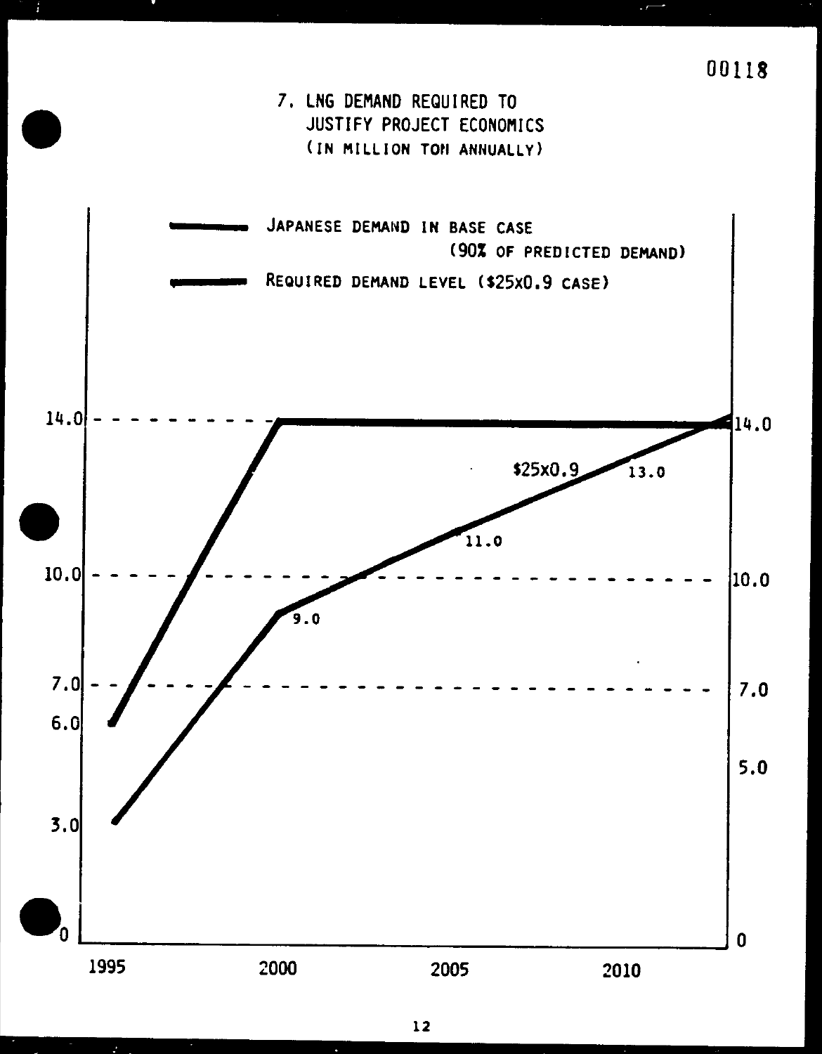00118

# 7. LNG DEMAND REQUIRED TO JUSTIFY PROJECT ECONOMICS

(IN MILLION TON ANNUALLY)

JAPANESE DEMAND IN BASE CASE (90% OF PREDICTED DEMAND)

REQUIRED DEMAND LEVEL ($25X0.9 CASE)

14.0

10.0

7.0

6.0

3.0

0

$25x0.9

13.0

11.0

9.0

14.0

10.0

7.0

5.0

0

1995 2000 2005 2010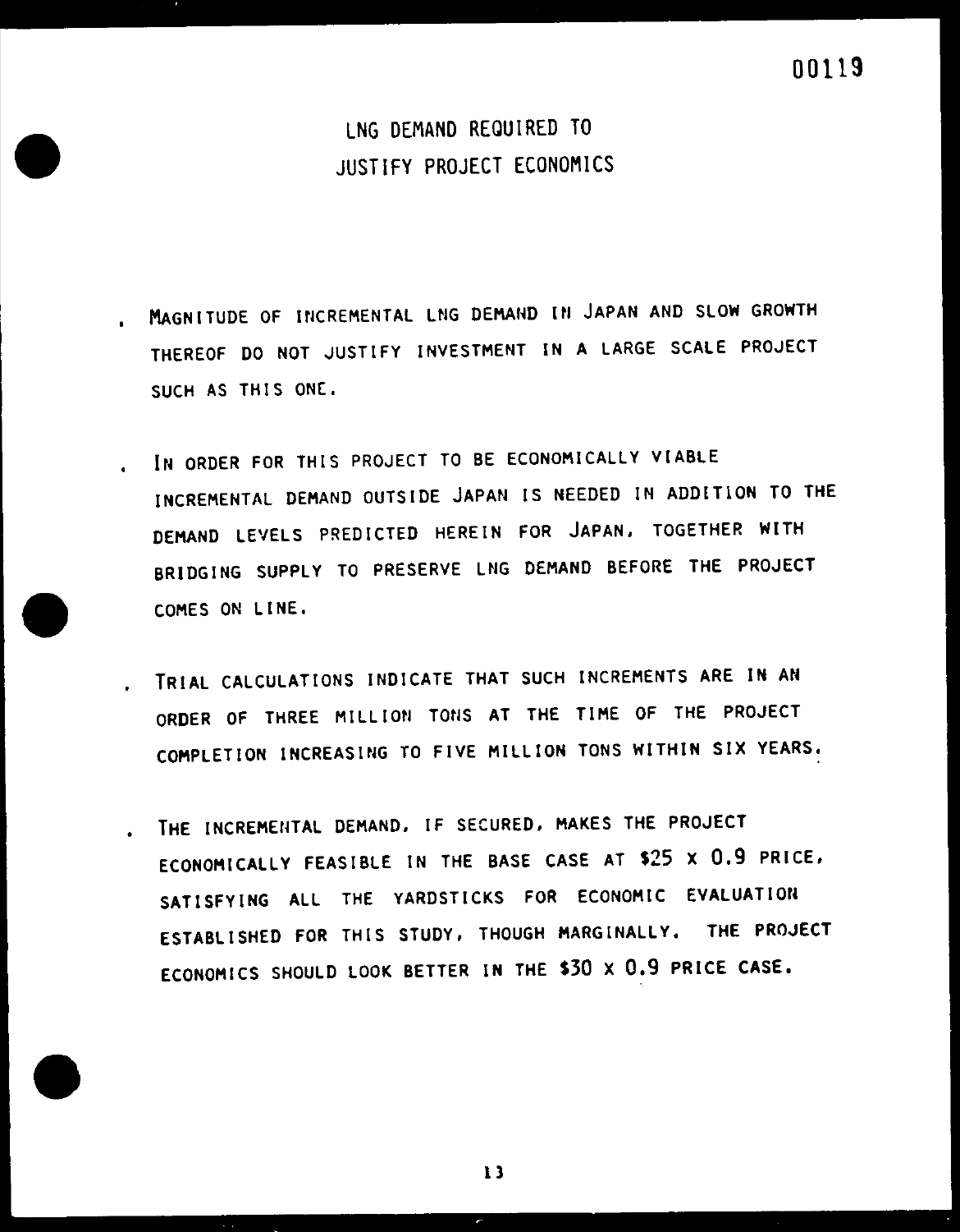# LNG DEMAND REQUIRED TO JUSTIFY PROJECT ECONOMICS

- MAGNITUDE OF INCREMENTAL LNG DEMAND IN JAPAN AND SLOW GROWTH THEREOF DO NOT JUSTIFY INVESTMENT IN A LARGE SCALE PROJECT SUCH AS THIS ONE.

- IN ORDER FOR THIS PROJECT TO BE ECONOMICALLY VIABLE INCREMENTAL DEMAND OUTSIDE JAPAN IS NEEDED IN ADDITION TO THE DEMAND LEVELS PREDICTED HEREIN FOR JAPAN, TOGETHER WITH BRIDGING SUPPLY TO PRESERVE LNG DEMAND BEFORE THE PROJECT COMES ON LINE.

- TRIAL CALCULATIONS INDICATE THAT SUCH INCREMENTS ARE IN AN ORDER OF THREE MILLION TONS AT THE TIME OF THE PROJECT COMPLETION INCREASING TO FIVE MILLION TONS WITHIN SIX YEARS.

- THE INCREMENTAL DEMAND, IF SECURED, MAKES THE PROJECT ECONOMICALLY FEASIBLE IN THE BASE CASE AT $25 x 0.9 PRICE, SATISFYING ALL THE YARDSTICKS FOR ECONOMIC EVALUATION ESTABLISHED FOR THIS STUDY, THOUGH MARGINALLY. THE PROJECT ECONOMICS SHOULD LOOK BETTER IN THE $30 x 0.9 PRICE CASE.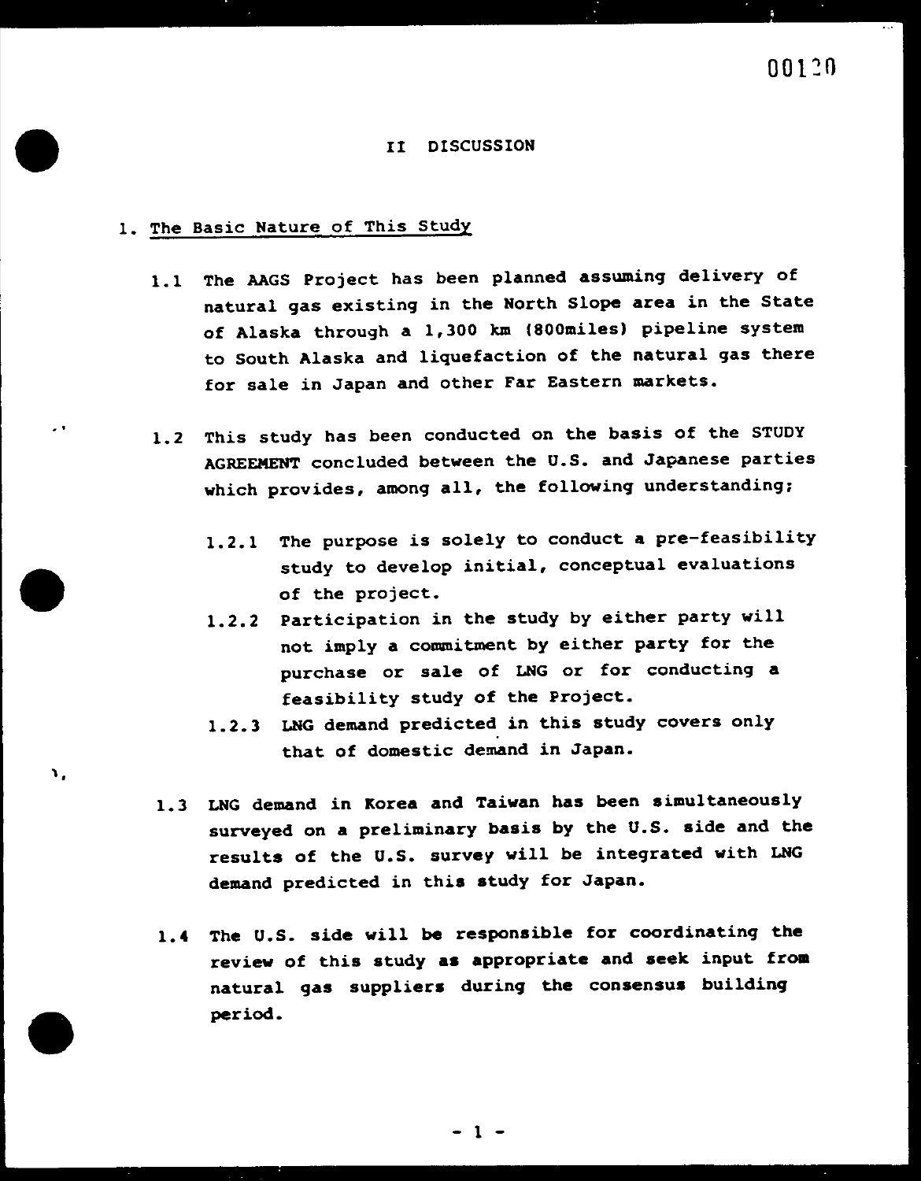# II DISCUSSION

## 1. The Basic Nature of This Study

1.1 The AAGS Project has been planned assuming delivery of natural gas existing in the North Slope area in the State of Alaska through a 1,300 km (800miles) pipeline system to South Alaska and liquefaction of the natural gas there for sale in Japan and other Far Eastern markets.

1.2 This study has been conducted on the basis of the STUDY AGREEMENT concluded between the U.S. and Japanese parties which provides, among all, the following understanding;

1.2.1 The purpose is solely to conduct a pre-feasibility study to develop initial, conceptual evaluations of the project.

1.2.2 Participation in the study by either party will not imply a commitment by either party for the purchase or sale of LNG or for conducting a feasibility study of the Project.

1.2.3 LNG demand predicted in this study covers only that of domestic demand in Japan.

1.3 LNG demand in Korea and Taiwan has been simultaneously surveyed on a preliminary basis by the U.S. side and the results of the U.S. survey will be integrated with LNG demand predicted in this study for Japan.

1.4 The U.S. side will be responsible for coordinating the review of this study as appropriate and seek input from natural gas suppliers during the consensus building period.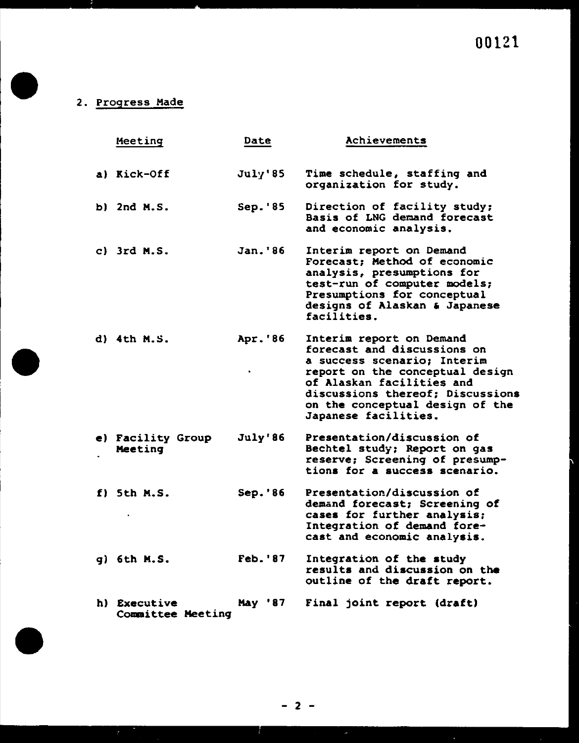## 2. Progress Made

| Meeting | Date | Achievements |
|---|---|---|
| a) Kick-Off | July'85 | Time schedule, staffing and organization for study. |
| b) 2nd M.S. | Sep.'85 | Direction of facility study; Basis of LNG demand forecast and economic analysis. |
| c) 3rd M.S. | Jan.'86 | Interim report on Demand Forecast; Method of economic analysis, presumptions for test-run of computer models; Presumptions for conceptual designs of Alaskan & Japanese facilities. |
| d) 4th M.S. | Apr.'86 | Interim report on Demand forecast and discussions on a success scenario; Interim report on the conceptual design of Alaskan facilities and discussions thereof; Discussions on the conceptual design of the Japanese facilities. |
| e) Facility Group Meeting | July'86 | Presentation/discussion of Bechtel study; Report on gas reserve; Screening of presumptions for a success scenario. |
| f) 5th M.S. | Sep.'86 | Presentation/discussion of demand forecast; Screening of cases for further analysis; Integration of demand forecast and economic analysis. |
| g) 6th M.S. | Feb.'87 | Integration of the study results and discussion on the outline of the draft report. |
| h) Executive Committee Meeting | May '87 | Final joint report (draft) |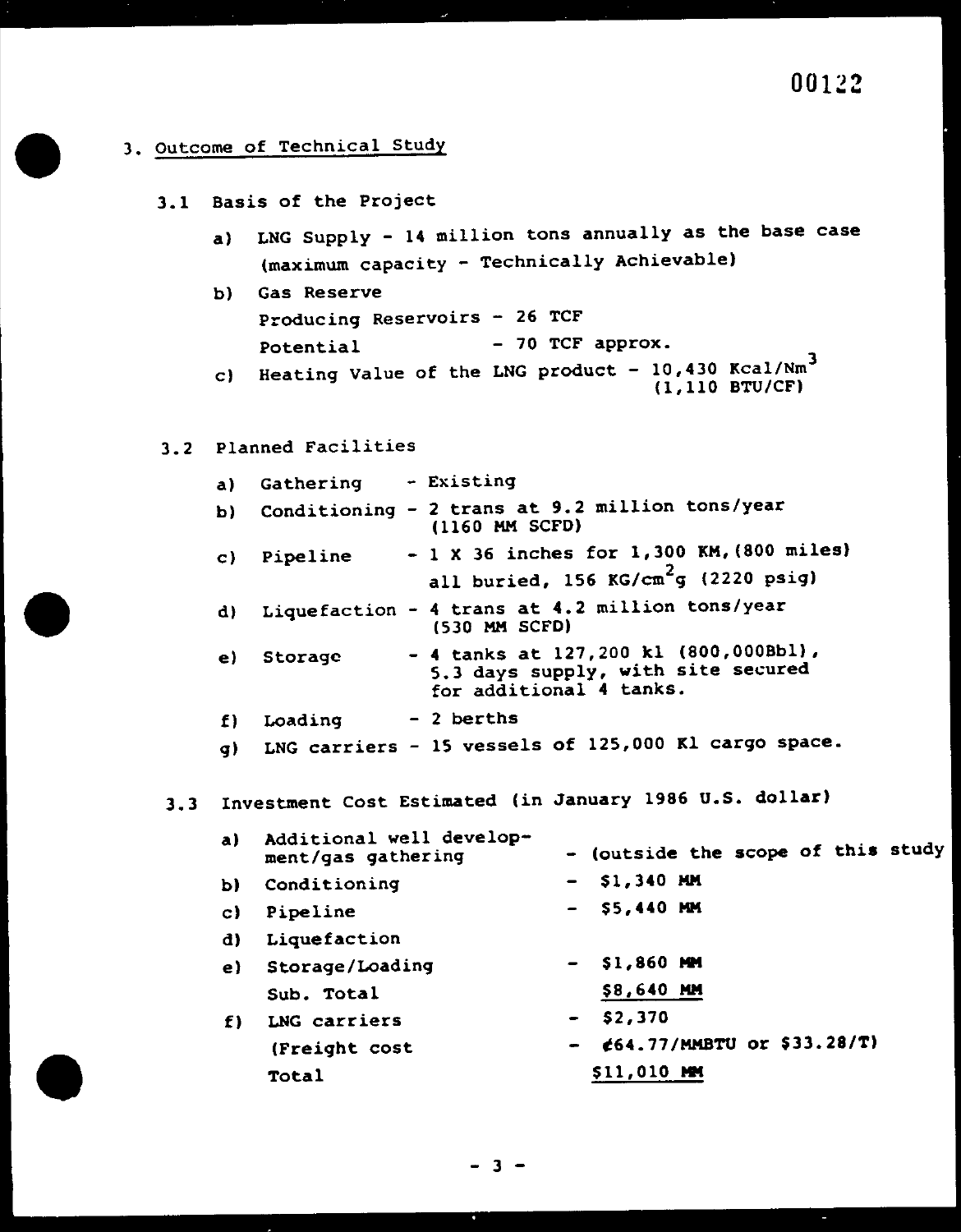## 3. Outcome of Technical Study

### 3.1 Basis of the Project

a) LNG Supply - 14 million tons annually as the base case (maximum capacity - Technically Achievable)

b) Gas Reserve
   Producing Reservoirs - 26 TCF
   Potential - 70 TCF approx.

c) Heating Value of the LNG product - 10,430 Kcal/$Nm^3$ (1,110 BTU/CF)

### 3.2 Planned Facilities

a) Gathering - Existing

b) Conditioning - 2 trans at 9.2 million tons/year (1160 MM SCFD)

c) Pipeline - 1 X 36 inches for 1,300 KM, (800 miles) all buried, 156 $KG/cm^2g$ (2220 psig)

d) Liquefaction - 4 trans at 4.2 million tons/year (530 MM SCFD)

e) Storage - 4 tanks at 127,200 kl (800,000Bbl), 5.3 days supply, with site secured for additional 4 tanks.

f) Loading - 2 berths

g) LNG carriers - 15 vessels of 125,000 Kl cargo space.

### 3.3 Investment Cost Estimated (in January 1986 U.S. dollar)

| | | |
|---|---|---|
| a) | Additional well development/gas gathering | - (outside the scope of this study |
| b) | Conditioning | - $1,340 MM |
| c) | Pipeline | - $5,440 MM |
| d) | Liquefaction | |
| e) | Storage/Loading | - $1,860 MM |
| | Sub. Total | $8,640 MM |
| f) | LNG carriers | - $2,370 |
| | (Freight cost | - ¢64.77/MMBTU or $33.28/T) |
| | Total | $11,010 MM |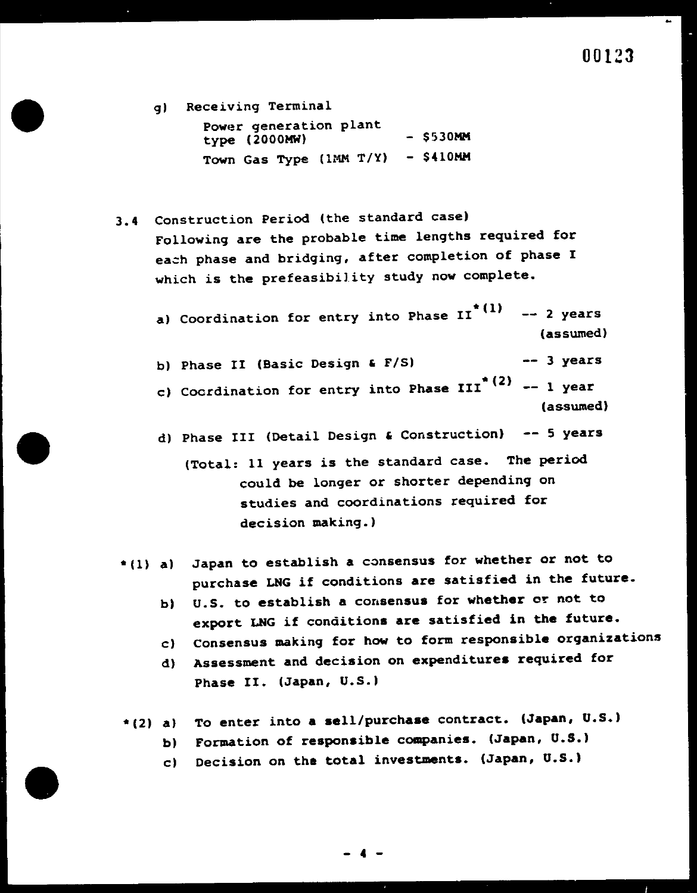g) Receiving Terminal

Power generation plant type (2000MW) - $530MM

Town Gas Type (1MM T/Y) - $410MM

3.4 Construction Period (the standard case)

Following are the probable time lengths required for each phase and bridging, after completion of phase I which is the prefeasibility study now complete.

a) Coordination for entry into Phase II*(1) -- 2 years (assumed)

b) Phase II (Basic Design & F/S) -- 3 years

c) Coordination for entry into Phase III*(2) -- 1 year (assumed)

d) Phase III (Detail Design & Construction) -- 5 years

(Total: 11 years is the standard case. The period could be longer or shorter depending on studies and coordinations required for decision making.)

*(1) a) Japan to establish a consensus for whether or not to purchase LNG if conditions are satisfied in the future.

b) U.S. to establish a consensus for whether or not to export LNG if conditions are satisfied in the future.

c) Consensus making for how to form responsible organizations

d) Assessment and decision on expenditures required for Phase II. (Japan, U.S.)

*(2) a) To enter into a sell/purchase contract. (Japan, U.S.)

b) Formation of responsible companies. (Japan, U.S.)

c) Decision on the total investments. (Japan, U.S.)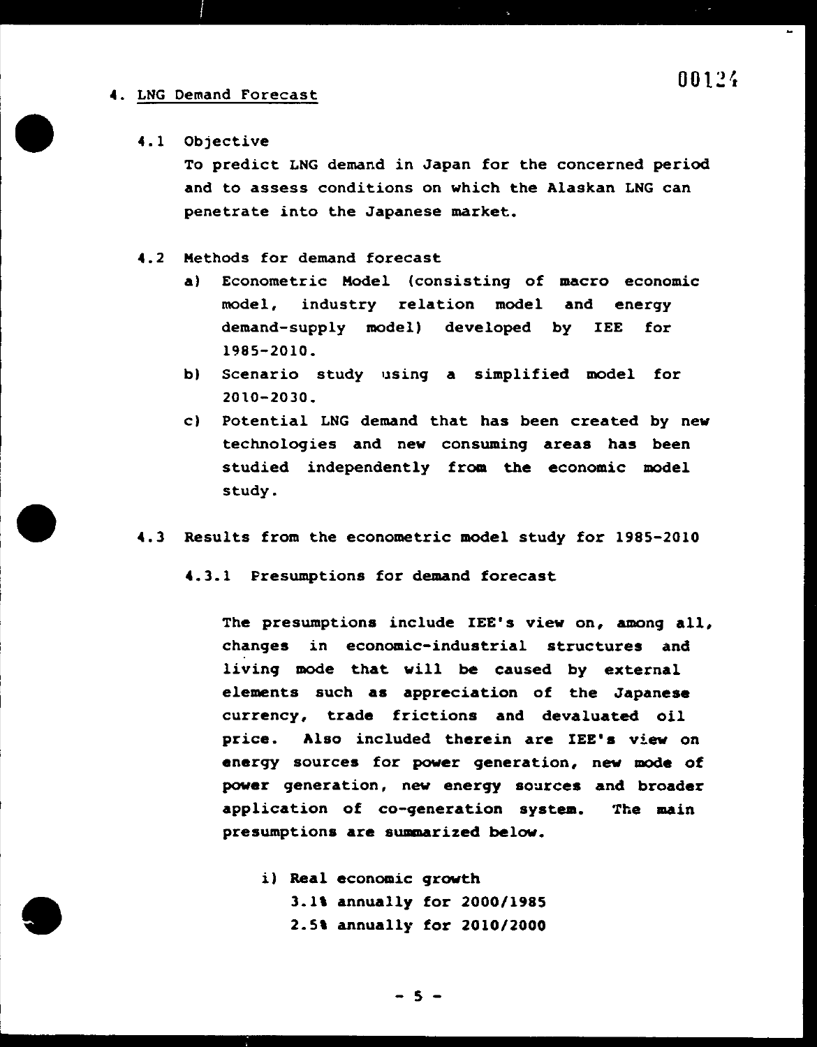## 4. LNG Demand Forecast

### 4.1 Objective

To predict LNG demand in Japan for the concerned period and to assess conditions on which the Alaskan LNG can penetrate into the Japanese market.

### 4.2 Methods for demand forecast

a) Econometric Model (consisting of macro economic model, industry relation model and energy demand-supply model) developed by IEE for 1985-2010.

b) Scenario study using a simplified model for 2010-2030.

c) Potential LNG demand that has been created by new technologies and new consuming areas has been studied independently from the economic model study.

### 4.3 Results from the econometric model study for 1985-2010

#### 4.3.1 Presumptions for demand forecast

The presumptions include IEE's view on, among all, changes in economic-industrial structures and living mode that will be caused by external elements such as appreciation of the Japanese currency, trade frictions and devaluated oil price. Also included therein are IEE's view on energy sources for power generation, new mode of power generation, new energy sources and broader application of co-generation system. The main presumptions are summarized below.

i) Real economic growth
   3.1% annually for 2000/1985
   2.5% annually for 2010/2000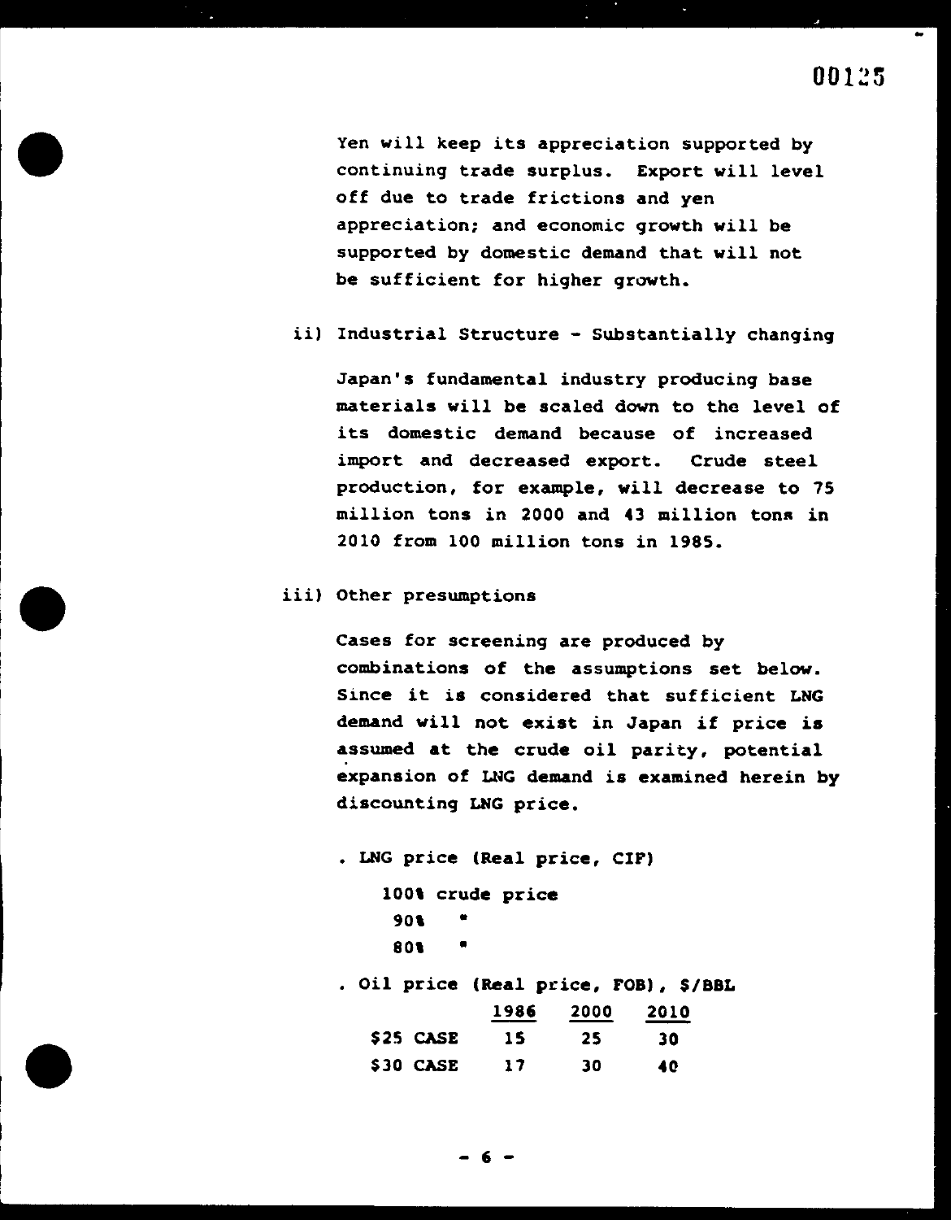Yen will keep its appreciation supported by continuing trade surplus. Export will level off due to trade frictions and yen appreciation; and economic growth will be supported by domestic demand that will not be sufficient for higher growth.

ii) Industrial Structure - Substantially changing

Japan's fundamental industry producing base materials will be scaled down to the level of its domestic demand because of increased import and decreased export. Crude steel production, for example, will decrease to 75 million tons in 2000 and 43 million tons in 2010 from 100 million tons in 1985.

iii) Other presumptions

Cases for screening are produced by combinations of the assumptions set below. Since it is considered that sufficient LNG demand will not exist in Japan if price is assumed at the crude oil parity, potential expansion of LNG demand is examined herein by discounting LNG price.

. LNG price (Real price, CIF)

100% crude price
90% "
80% "

. Oil price (Real price, FOB), $/BBL

| | 1986 | 2000 | 2010 |
|---|---|---|---|
| $25 CASE | 15 | 25 | 30 |
| $30 CASE | 17 | 30 | 40 |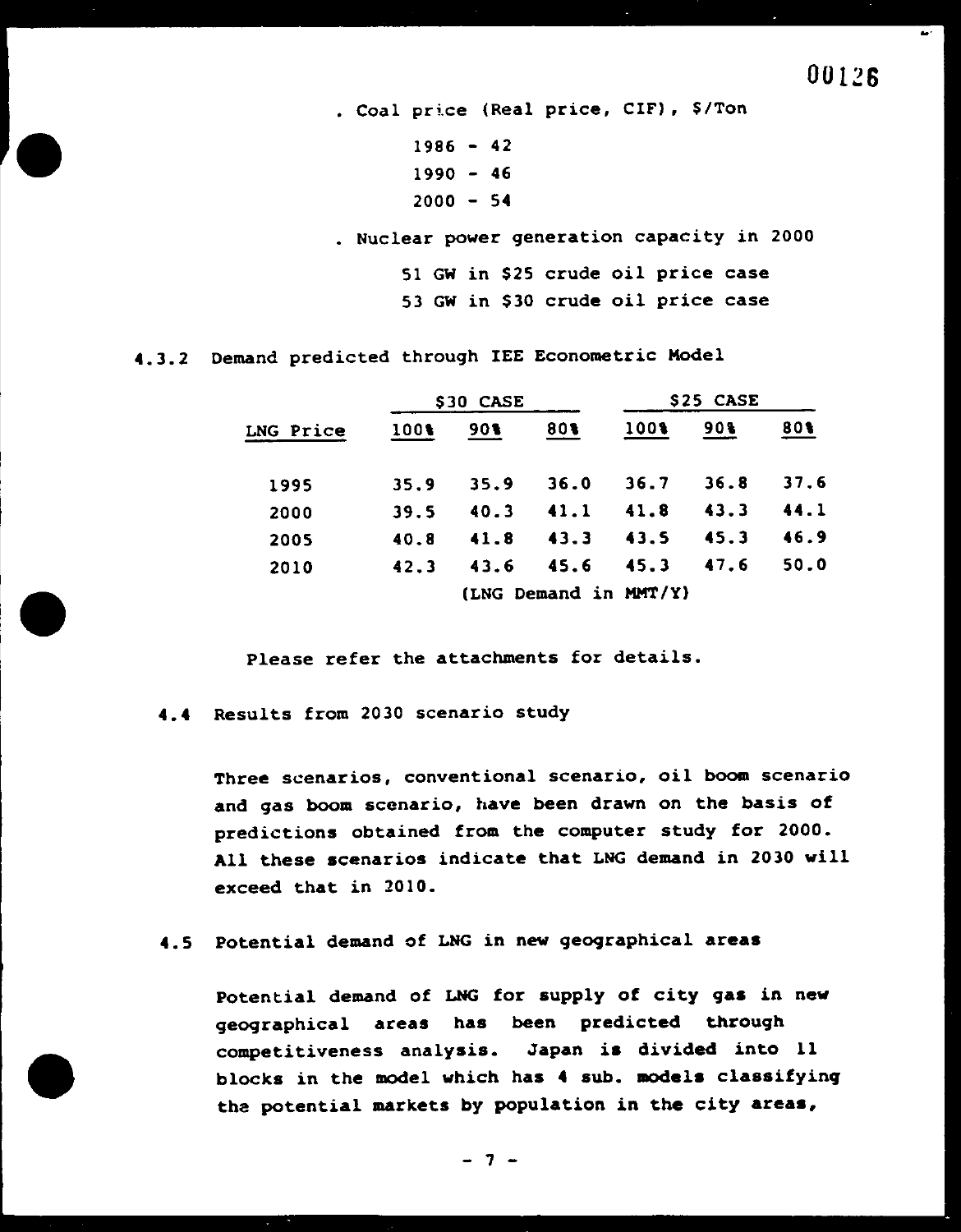- Coal price (Real price, CIF), $/Ton

  1986 - 42
  1990 - 46
  2000 - 54

- Nuclear power generation capacity in 2000

  51 GW in $25 crude oil price case
  53 GW in $30 crude oil price case

### 4.3.2 Demand predicted through IEE Econometric Model

| | $30 CASE | | | $25 CASE | | |
|---|---|---|---|---|---|---|
| LNG Price | 100% | 90% | 80% | 100% | 90% | 80% |
| 1995 | 35.9 | 35.9 | 36.0 | 36.7 | 36.8 | 37.6 |
| 2000 | 39.5 | 40.3 | 41.1 | 41.8 | 43.3 | 44.1 |
| 2005 | 40.8 | 41.8 | 43.3 | 43.5 | 45.3 | 46.9 |
| 2010 | 42.3 | 43.6 | 45.6 | 45.3 | 47.6 | 50.0 |

(LNG Demand in MMT/Y)

Please refer the attachments for details.

### 4.4 Results from 2030 scenario study

Three scenarios, conventional scenario, oil boom scenario and gas boom scenario, have been drawn on the basis of predictions obtained from the computer study for 2000. All these scenarios indicate that LNG demand in 2030 will exceed that in 2010.

### 4.5 Potential demand of LNG in new geographical areas

Potential demand of LNG for supply of city gas in new geographical areas has been predicted through competitiveness analysis. Japan is divided into 11 blocks in the model which has 4 sub. models classifying the potential markets by population in the city areas,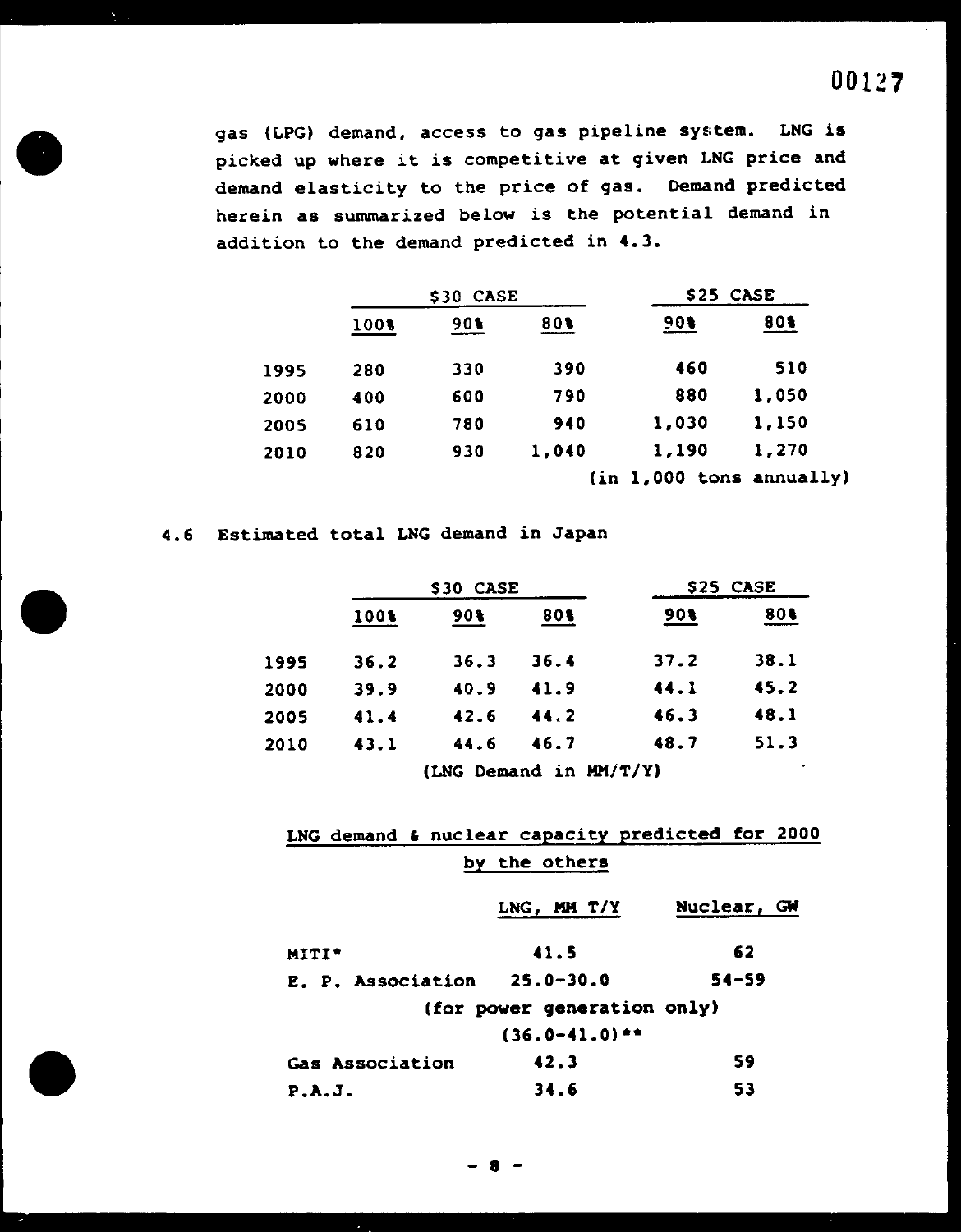gas (LPG) demand, access to gas pipeline system. LNG is picked up where it is competitive at given LNG price and demand elasticity to the price of gas. Demand predicted herein as summarized below is the potential demand in addition to the demand predicted in 4.3.

| | $30 CASE | | | $25 CASE | |
|---|---|---|---|---|---|
| | 100% | 90% | 80% | 90% | 80% |
| 1995 | 280 | 330 | 390 | 460 | 510 |
| 2000 | 400 | 600 | 790 | 880 | 1,050 |
| 2005 | 610 | 780 | 940 | 1,030 | 1,150 |
| 2010 | 820 | 930 | 1,040 | 1,190 | 1,270 |

(in 1,000 tons annually)

## 4.6 Estimated total LNG demand in Japan

| | $30 CASE | | | $25 CASE | |
|---|---|---|---|---|---|
| | 100% | 90% | 80% | 90% | 80% |
| 1995 | 36.2 | 36.3 | 36.4 | 37.2 | 38.1 |
| 2000 | 39.9 | 40.9 | 41.9 | 44.1 | 45.2 |
| 2005 | 41.4 | 42.6 | 44.2 | 46.3 | 48.1 |
| 2010 | 43.1 | 44.6 | 46.7 | 48.7 | 51.3 |

(LNG Demand in MM/T/Y)

<u>LNG demand & nuclear capacity predicted for 2000 by the others</u>

| | LNG, MM T/Y | Nuclear, GW |
|---|---|---|
| MITI* | 41.5 | 62 |
| E. P. Association | 25.0-30.0 (for power generation only) (36.0-41.0)** | 54-59 |
| Gas Association | 42.3 | 59 |
| P.A.J. | 34.6 | 53 |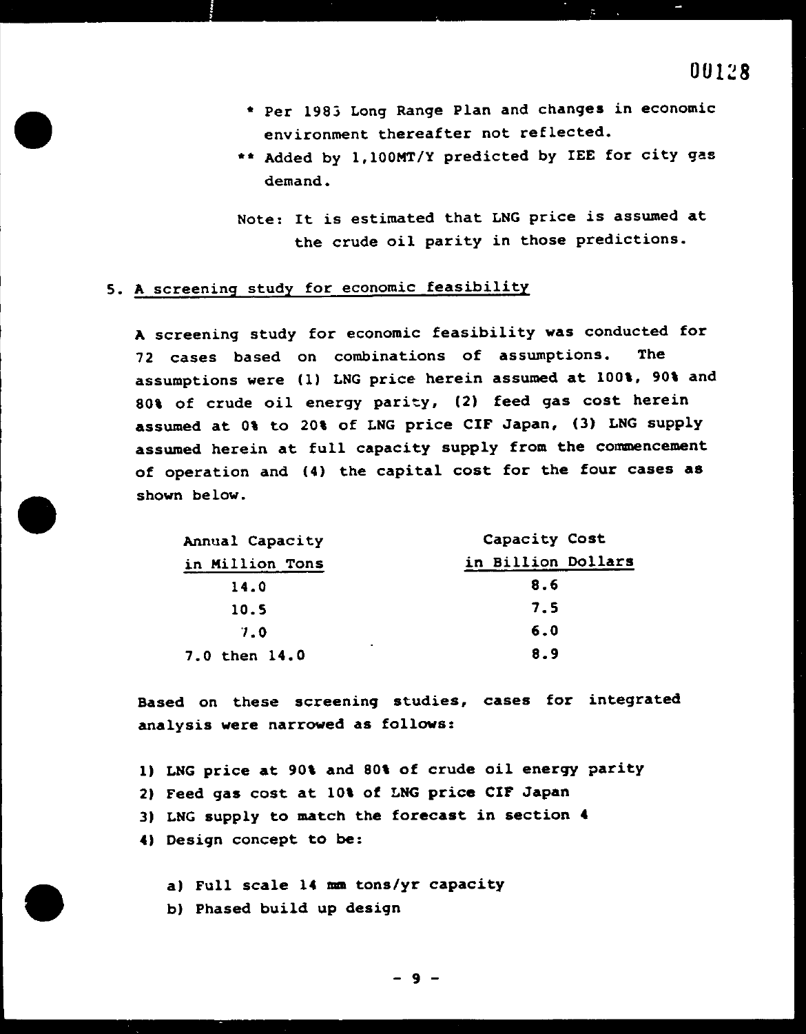* Per 1983 Long Range Plan and changes in economic environment thereafter not reflected.

** Added by 1,100MT/Y predicted by IEE for city gas demand.

Note: It is estimated that LNG price is assumed at the crude oil parity in those predictions.

## 5. A screening study for economic feasibility

A screening study for economic feasibility was conducted for 72 cases based on combinations of assumptions. The assumptions were (1) LNG price herein assumed at 100%, 90% and 80% of crude oil energy parity, (2) feed gas cost herein assumed at 0% to 20% of LNG price CIF Japan, (3) LNG supply assumed herein at full capacity supply from the commencement of operation and (4) the capital cost for the four cases as shown below.

| Annual Capacity in Million Tons | Capacity Cost in Billion Dollars |
|---|---|
| 14.0 | 8.6 |
| 10.5 | 7.5 |
| 7.0 | 6.0 |
| 7.0 then 14.0 | 8.9 |

Based on these screening studies, cases for integrated analysis were narrowed as follows:

1) LNG price at 90% and 80% of crude oil energy parity
2) Feed gas cost at 10% of LNG price CIF Japan
3) LNG supply to match the forecast in section 4
4) Design concept to be:
   a) Full scale 14 mm tons/yr capacity
   b) Phased build up design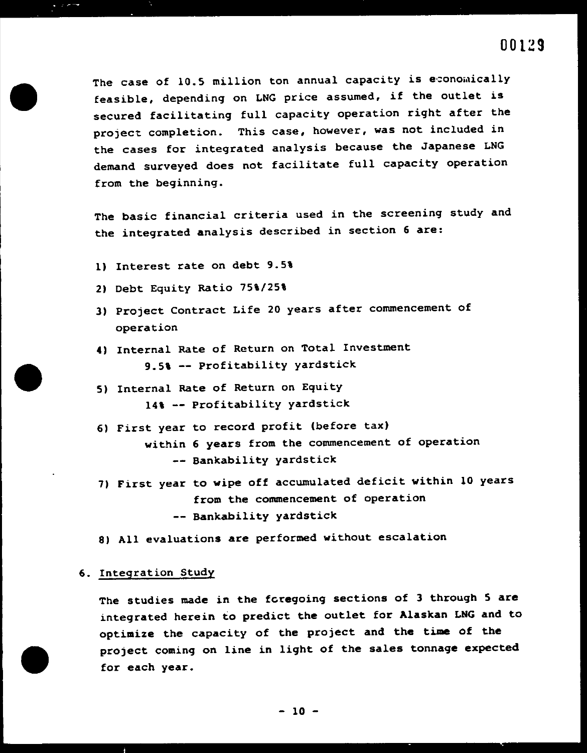The case of 10.5 million ton annual capacity is economically feasible, depending on LNG price assumed, if the outlet is secured facilitating full capacity operation right after the project completion. This case, however, was not included in the cases for integrated analysis because the Japanese LNG demand surveyed does not facilitate full capacity operation from the beginning.

The basic financial criteria used in the screening study and the integrated analysis described in section 6 are:

1) Interest rate on debt 9.5%
2) Debt Equity Ratio 75%/25%
3) Project Contract Life 20 years after commencement of operation
4) Internal Rate of Return on Total Investment
   9.5% -- Profitability yardstick
5) Internal Rate of Return on Equity
   14% -- Profitability yardstick
6) First year to record profit (before tax)
   within 6 years from the commencement of operation
   -- Bankability yardstick
7) First year to wipe off accumulated deficit within 10 years from the commencement of operation
   -- Bankability yardstick
8) All evaluations are performed without escalation

## 6. Integration Study

The studies made in the foregoing sections of 3 through 5 are integrated herein to predict the outlet for Alaskan LNG and to optimize the capacity of the project and the time of the project coming on line in light of the sales tonnage expected for each year.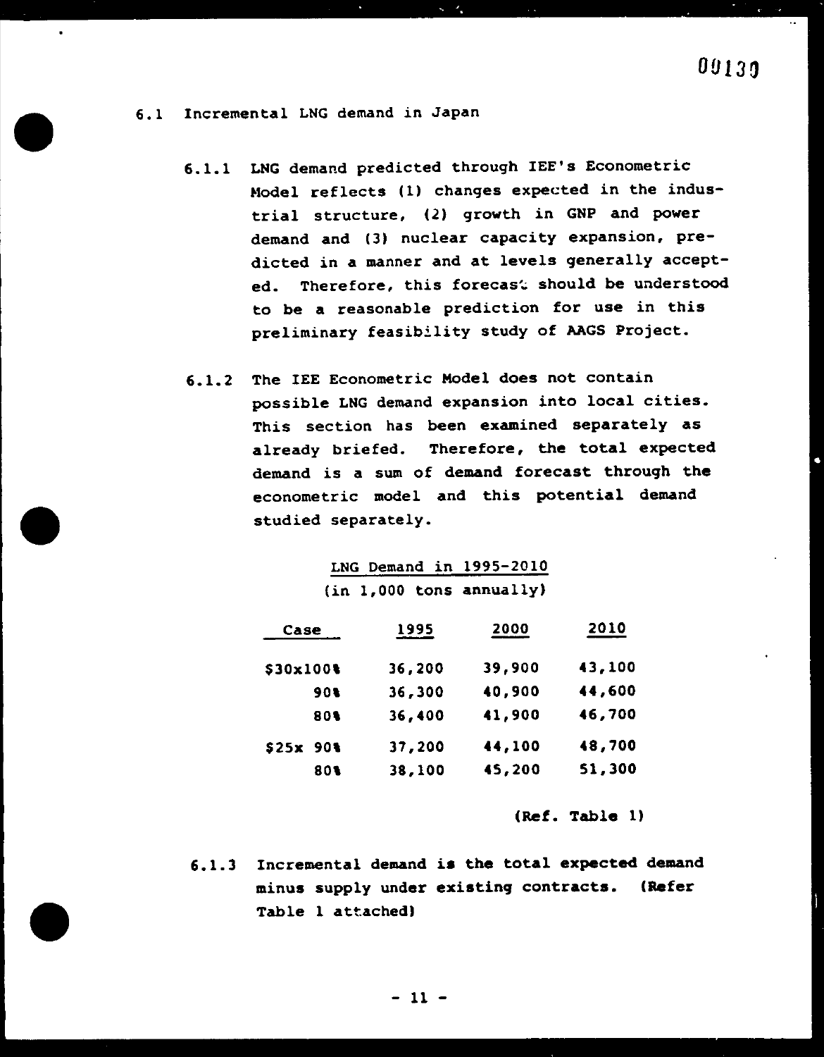## 6.1 Incremental LNG demand in Japan

6.1.1 LNG demand predicted through IEE's Econometric Model reflects (1) changes expected in the industrial structure, (2) growth in GNP and power demand and (3) nuclear capacity expansion, predicted in a manner and at levels generally accepted. Therefore, this forecast should be understood to be a reasonable prediction for use in this preliminary feasibility study of AAGS Project.

6.1.2 The IEE Econometric Model does not contain possible LNG demand expansion into local cities. This section has been examined separately as already briefed. Therefore, the total expected demand is a sum of demand forecast through the econometric model and this potential demand studied separately.

LNG Demand in 1995-2010
(in 1,000 tons annually)

| Case | 1995 | 2000 | 2010 |
|---|---|---|---|
| $30x100% | 36,200 | 39,900 | 43,100 |
| 90% | 36,300 | 40,900 | 44,600 |
| 80% | 36,400 | 41,900 | 46,700 |
| $25x 90% | 37,200 | 44,100 | 48,700 |
| 80% | 38,100 | 45,200 | 51,300 |

(Ref. Table 1)

6.1.3 Incremental demand is the total expected demand minus supply under existing contracts. (Refer Table 1 attached)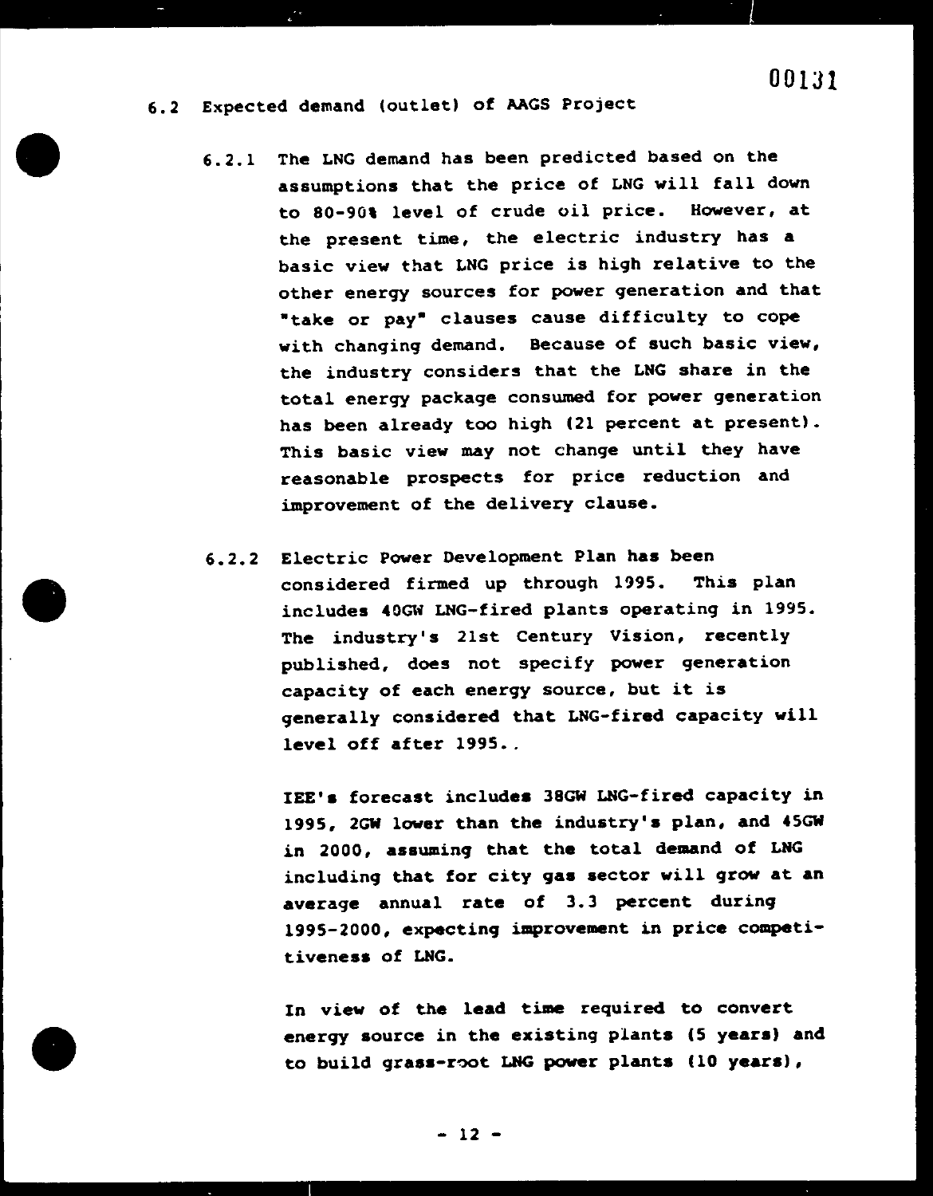### 6.2 Expected demand (outlet) of AAGS Project

6.2.1 The LNG demand has been predicted based on the assumptions that the price of LNG will fall down to 80-90% level of crude oil price. However, at the present time, the electric industry has a basic view that LNG price is high relative to the other energy sources for power generation and that "take or pay" clauses cause difficulty to cope with changing demand. Because of such basic view, the industry considers that the LNG share in the total energy package consumed for power generation has been already too high (21 percent at present). This basic view may not change until they have reasonable prospects for price reduction and improvement of the delivery clause.

6.2.2 Electric Power Development Plan has been considered firmed up through 1995. This plan includes 40GW LNG-fired plants operating in 1995. The industry's 21st Century Vision, recently published, does not specify power generation capacity of each energy source, but it is generally considered that LNG-fired capacity will level off after 1995..

IEE's forecast includes 38GW LNG-fired capacity in 1995, 2GW lower than the industry's plan, and 45GW in 2000, assuming that the total demand of LNG including that for city gas sector will grow at an average annual rate of 3.3 percent during 1995-2000, expecting improvement in price competitiveness of LNG.

In view of the lead time required to convert energy source in the existing plants (5 years) and to build grass-root LNG power plants (10 years),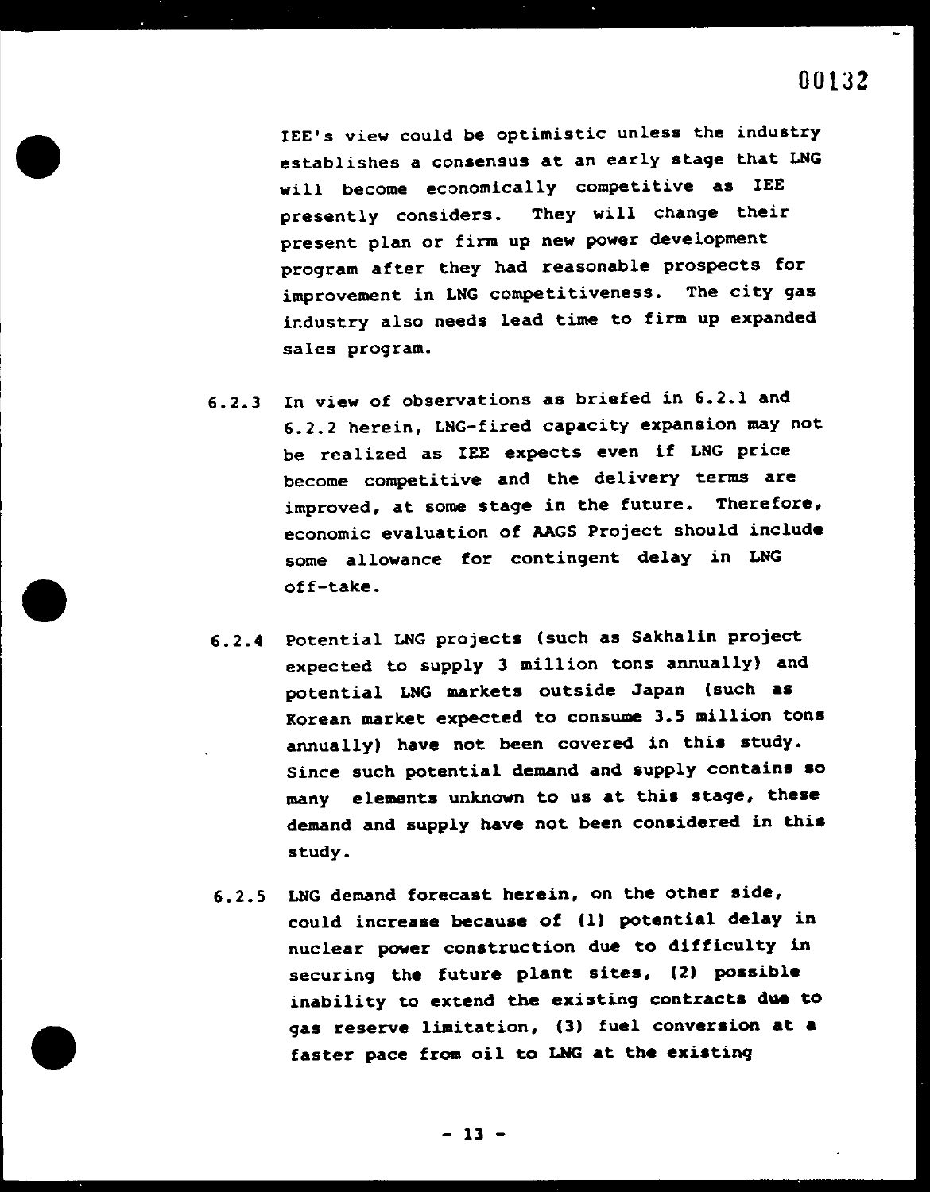IEE's view could be optimistic unless the industry establishes a consensus at an early stage that LNG will become economically competitive as IEE presently considers. They will change their present plan or firm up new power development program after they had reasonable prospects for improvement in LNG competitiveness. The city gas industry also needs lead time to firm up expanded sales program.

6.2.3 In view of observations as briefed in 6.2.1 and 6.2.2 herein, LNG-fired capacity expansion may not be realized as IEE expects even if LNG price become competitive and the delivery terms are improved, at some stage in the future. Therefore, economic evaluation of AAGS Project should include some allowance for contingent delay in LNG off-take.

6.2.4 Potential LNG projects (such as Sakhalin project expected to supply 3 million tons annually) and potential LNG markets outside Japan (such as Korean market expected to consume 3.5 million tons annually) have not been covered in this study. Since such potential demand and supply contains so many elements unknown to us at this stage, these demand and supply have not been considered in this study.

6.2.5 LNG demand forecast herein, on the other side, could increase because of (1) potential delay in nuclear power construction due to difficulty in securing the future plant sites, (2) possible inability to extend the existing contracts due to gas reserve limitation, (3) fuel conversion at a faster pace from oil to LNG at the existing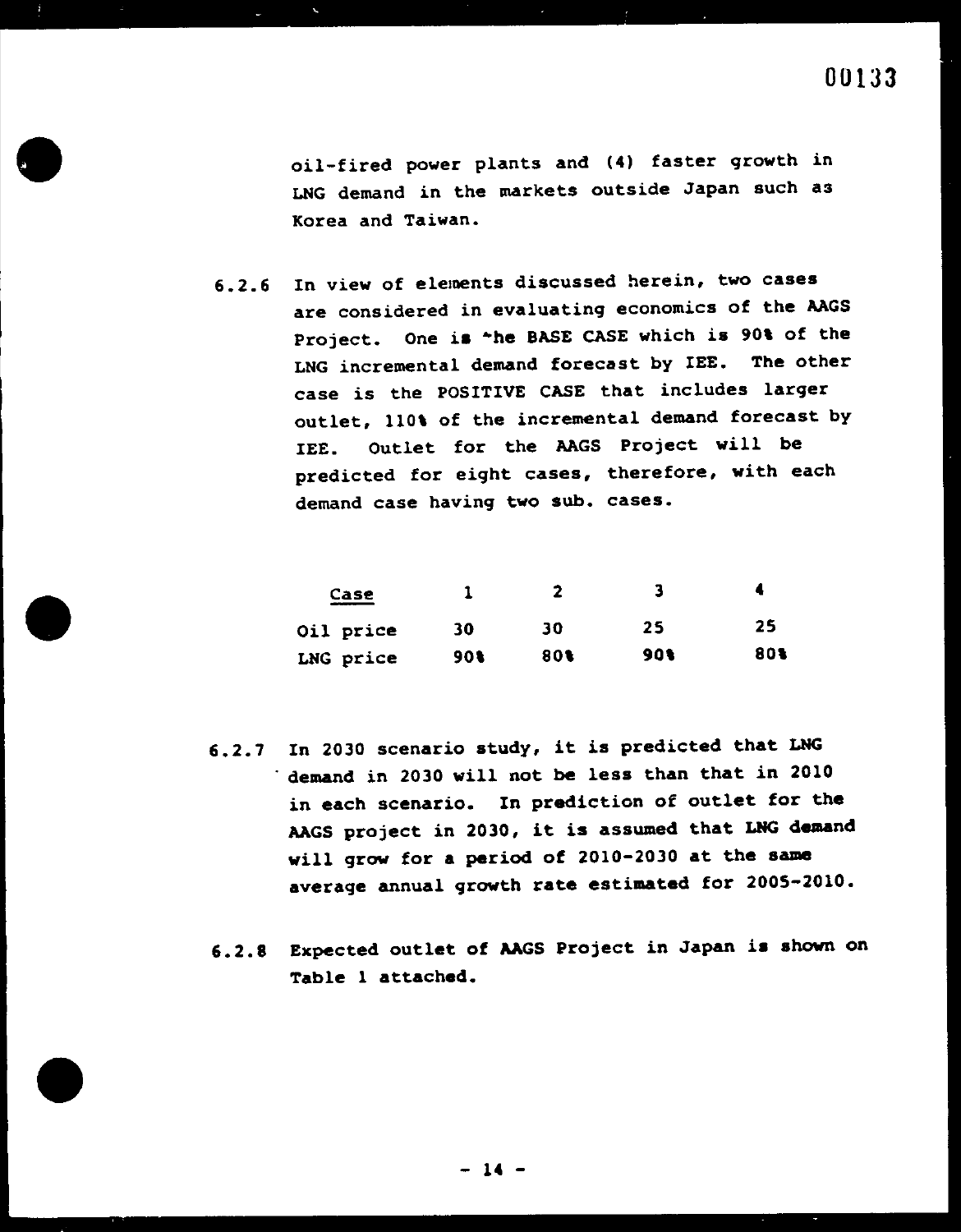oil-fired power plants and (4) faster growth in LNG demand in the markets outside Japan such as Korea and Taiwan.

6.2.6 In view of elements discussed herein, two cases are considered in evaluating economics of the AAGS Project. One is ~he BASE CASE which is 90% of the LNG incremental demand forecast by IEE. The other case is the POSITIVE CASE that includes larger outlet, 110% of the incremental demand forecast by IEE. Outlet for the AAGS Project will be predicted for eight cases, therefore, with each demand case having two sub. cases.

| Case | 1 | 2 | 3 | 4 |
|---|---|---|---|---|
| Oil price | 30 | 30 | 25 | 25 |
| LNG price | 90% | 80% | 90% | 80% |

6.2.7 In 2030 scenario study, it is predicted that LNG demand in 2030 will not be less than that in 2010 in each scenario. In prediction of outlet for the AAGS project in 2030, it is assumed that LNG demand will grow for a period of 2010-2030 at the same average annual growth rate estimated for 2005-2010.

6.2.8 Expected outlet of AAGS Project in Japan is shown on Table 1 attached.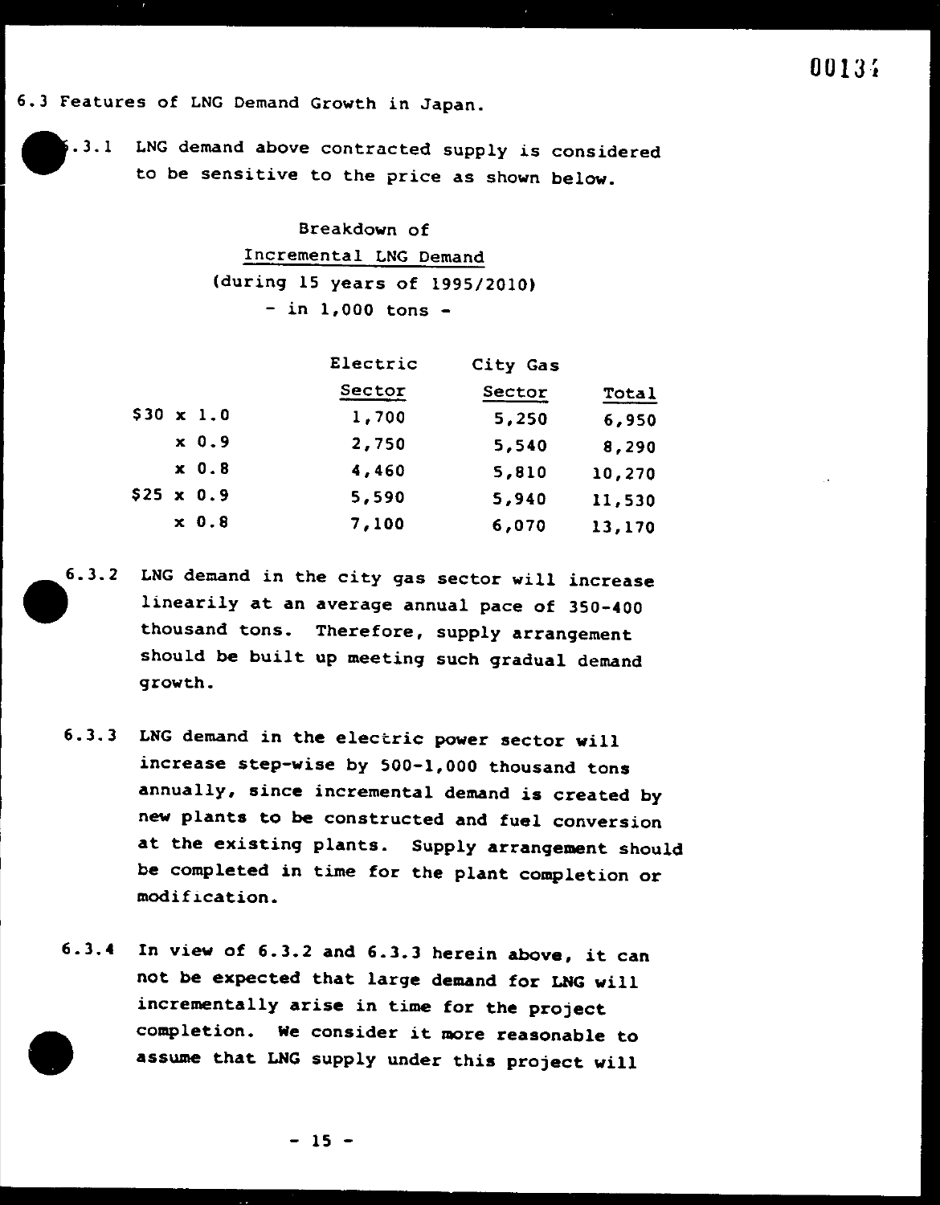## 6.3 Features of LNG Demand Growth in Japan.

6.3.1 LNG demand above contracted supply is considered to be sensitive to the price as shown below.

Breakdown of
Incremental LNG Demand
(during 15 years of 1995/2010)
- in 1,000 tons -

| | Electric Sector | City Gas Sector | Total |
|---|---|---|---|
| $30 x 1.0 | 1,700 | 5,250 | 6,950 |
| x 0.9 | 2,750 | 5,540 | 8,290 |
| x 0.8 | 4,460 | 5,810 | 10,270 |
| $25 x 0.9 | 5,590 | 5,940 | 11,530 |
| x 0.8 | 7,100 | 6,070 | 13,170 |

6.3.2 LNG demand in the city gas sector will increase linearily at an average annual pace of 350-400 thousand tons. Therefore, supply arrangement should be built up meeting such gradual demand growth.

6.3.3 LNG demand in the electric power sector will increase step-wise by 500-1,000 thousand tons annually, since incremental demand is created by new plants to be constructed and fuel conversion at the existing plants. Supply arrangement should be completed in time for the plant completion or modification.

6.3.4 In view of 6.3.2 and 6.3.3 herein above, it can not be expected that large demand for LNG will incrementally arise in time for the project completion. We consider it more reasonable to assume that LNG supply under this project will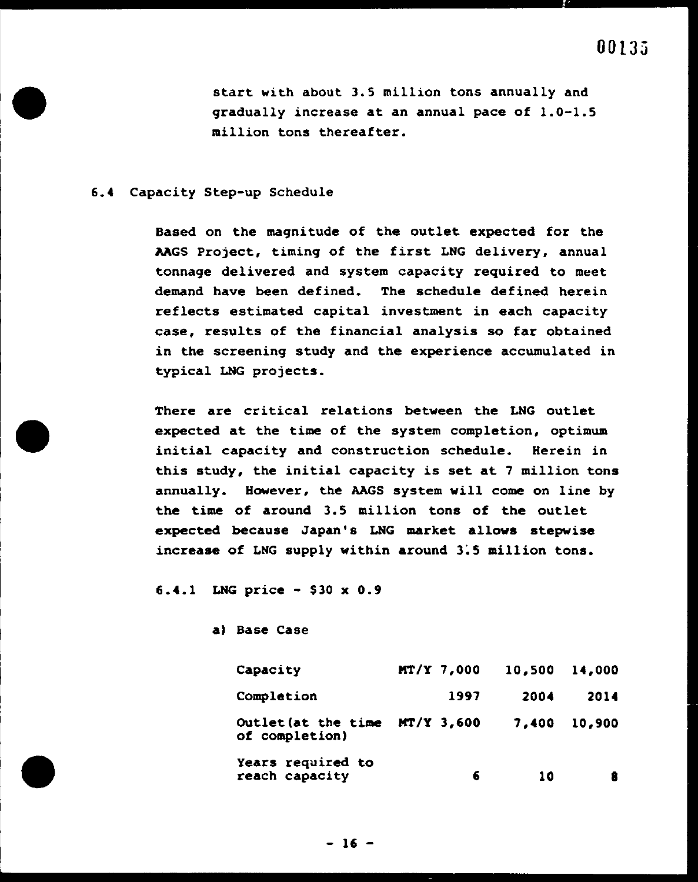start with about 3.5 million tons annually and gradually increase at an annual pace of 1.0-1.5 million tons thereafter.

## 6.4 Capacity Step-up Schedule

Based on the magnitude of the outlet expected for the AAGS Project, timing of the first LNG delivery, annual tonnage delivered and system capacity required to meet demand have been defined. The schedule defined herein reflects estimated capital investment in each capacity case, results of the financial analysis so far obtained in the screening study and the experience accumulated in typical LNG projects.

There are critical relations between the LNG outlet expected at the time of the system completion, optimum initial capacity and construction schedule. Herein in this study, the initial capacity is set at 7 million tons annually. However, the AAGS system will come on line by the time of around 3.5 million tons of the outlet expected because Japan's LNG market allows stepwise increase of LNG supply within around 3.5 million tons.

### 6.4.1 LNG price - $30 x 0.9

a) Base Case

| | | | | |
|---|---|---|---|---|
| Capacity | MT/Y | 7,000 | 10,500 | 14,000 |
| Completion | | 1997 | 2004 | 2014 |
| Outlet (at the time of completion) | MT/Y | 3,600 | 7,400 | 10,900 |
| Years required to reach capacity | | 6 | 10 | 8 |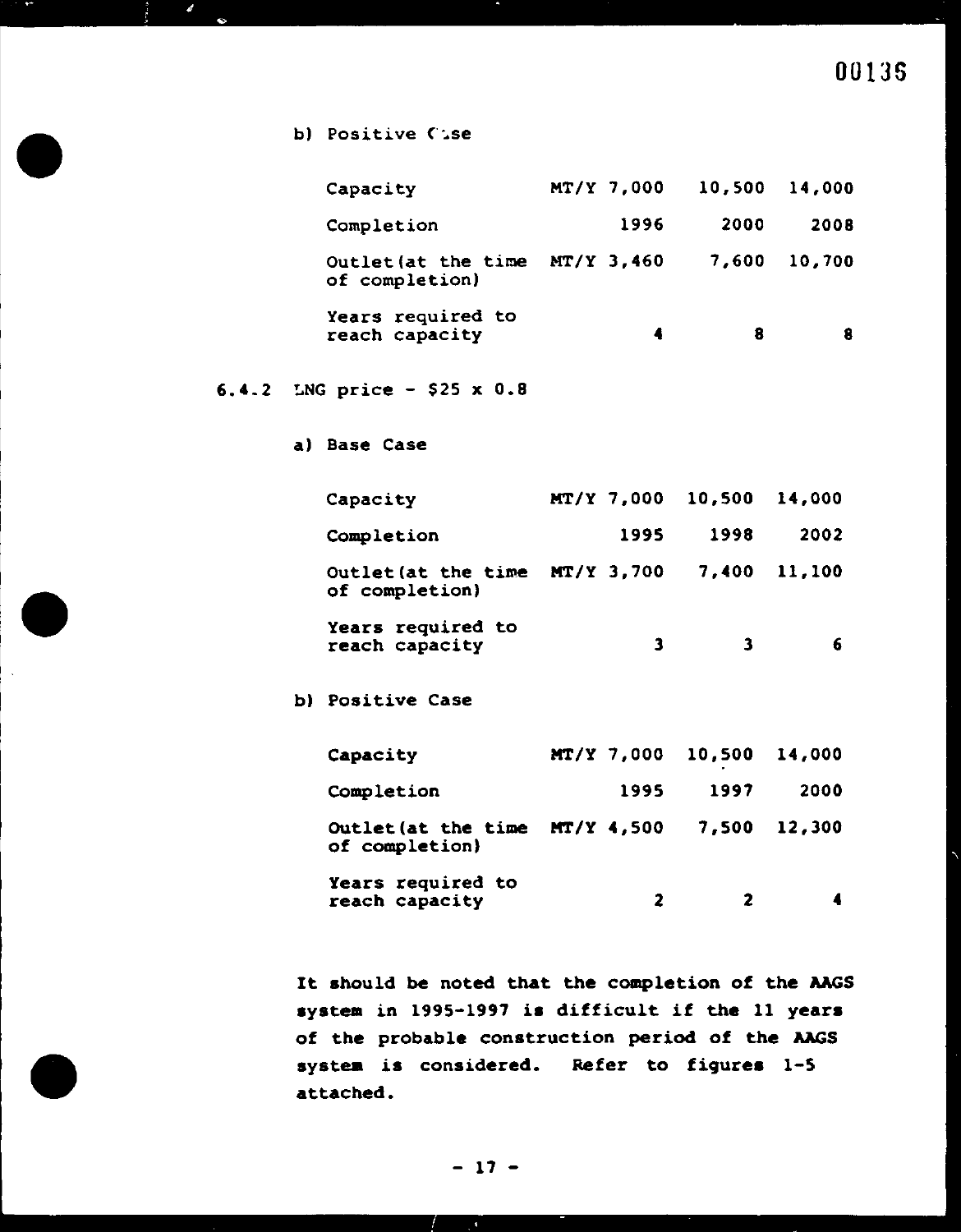b) Positive Case

| | | | | |
|---|---|---|---|---|
| Capacity | MT/Y | 7,000 | 10,500 | 14,000 |
| Completion | | 1996 | 2000 | 2008 |
| Outlet (at the time of completion) | MT/Y | 3,460 | 7,600 | 10,700 |
| Years required to reach capacity | | 4 | 8 | 8 |

6.4.2 LNG price - $25 x 0.8

a) Base Case

| | | | | |
|---|---|---|---|---|
| Capacity | MT/Y | 7,000 | 10,500 | 14,000 |
| Completion | | 1995 | 1998 | 2002 |
| Outlet (at the time of completion) | MT/Y | 3,700 | 7,400 | 11,100 |
| Years required to reach capacity | | 3 | 3 | 6 |

b) Positive Case

| | | | | |
|---|---|---|---|---|
| Capacity | MT/Y | 7,000 | 10,500 | 14,000 |
| Completion | | 1995 | 1997 | 2000 |
| Outlet (at the time of completion) | MT/Y | 4,500 | 7,500 | 12,300 |
| Years required to reach capacity | | 2 | 2 | 4 |

It should be noted that the completion of the AAGS system in 1995-1997 is difficult if the 11 years of the probable construction period of the AAGS system is considered. Refer to figures 1-5 attached.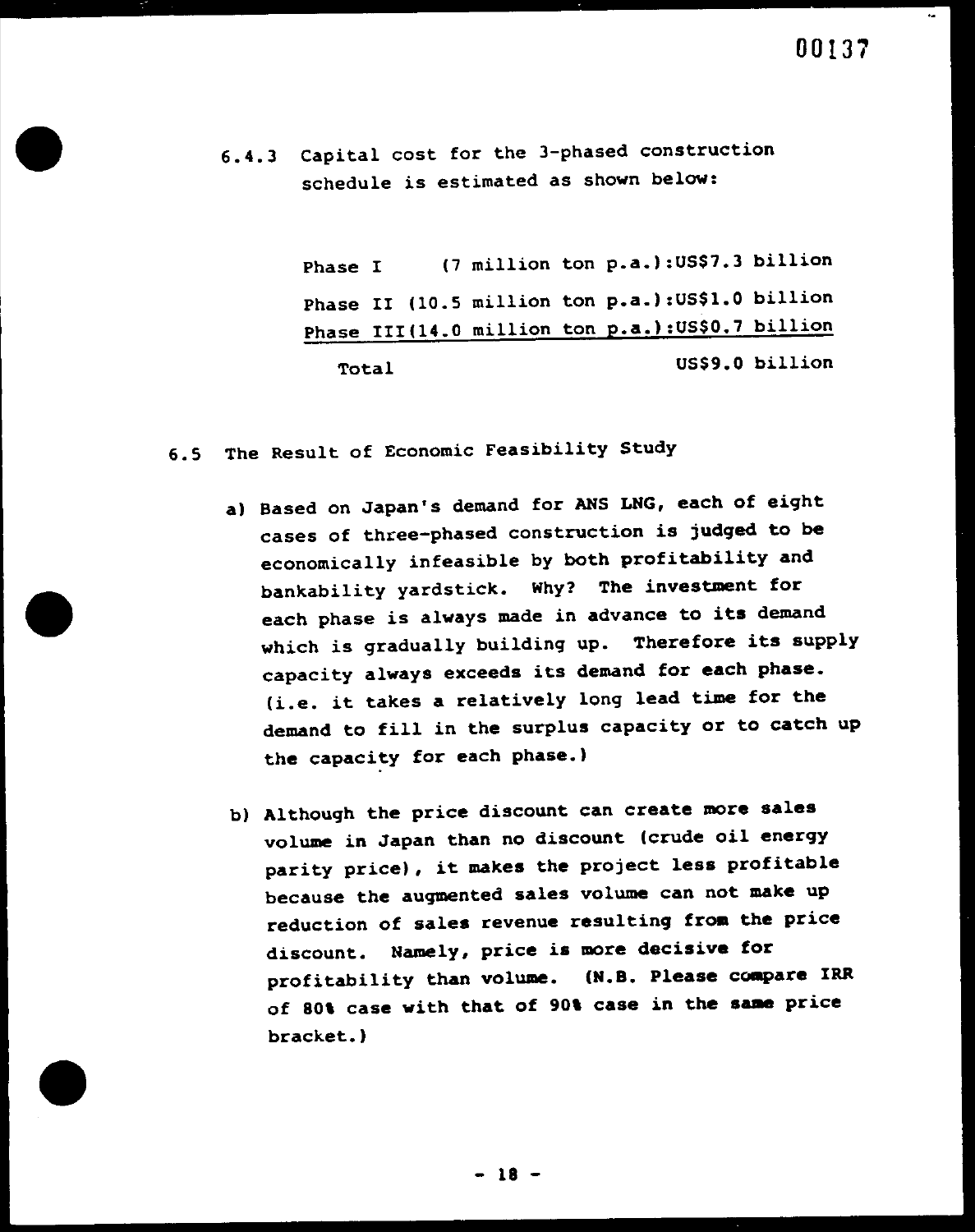6.4.3 Capital cost for the 3-phased construction schedule is estimated as shown below:

| | |
|---|---|
| Phase I (7 million ton p.a.) | US$7.3 billion |
| Phase II (10.5 million ton p.a.) | US$1.0 billion |
| Phase III (14.0 million ton p.a.) | US$0.7 billion |
| Total | US$9.0 billion |

6.5 The Result of Economic Feasibility Study

a) Based on Japan's demand for ANS LNG, each of eight cases of three-phased construction is judged to be economically infeasible by both profitability and bankability yardstick. Why? The investment for each phase is always made in advance to its demand which is gradually building up. Therefore its supply capacity always exceeds its demand for each phase. (i.e. it takes a relatively long lead time for the demand to fill in the surplus capacity or to catch up the capacity for each phase.)

b) Although the price discount can create more sales volume in Japan than no discount (crude oil energy parity price), it makes the project less profitable because the augmented sales volume can not make up reduction of sales revenue resulting from the price discount. Namely, price is more decisive for profitability than volume. (N.B. Please compare IRR of 80% case with that of 90% case in the same price bracket.)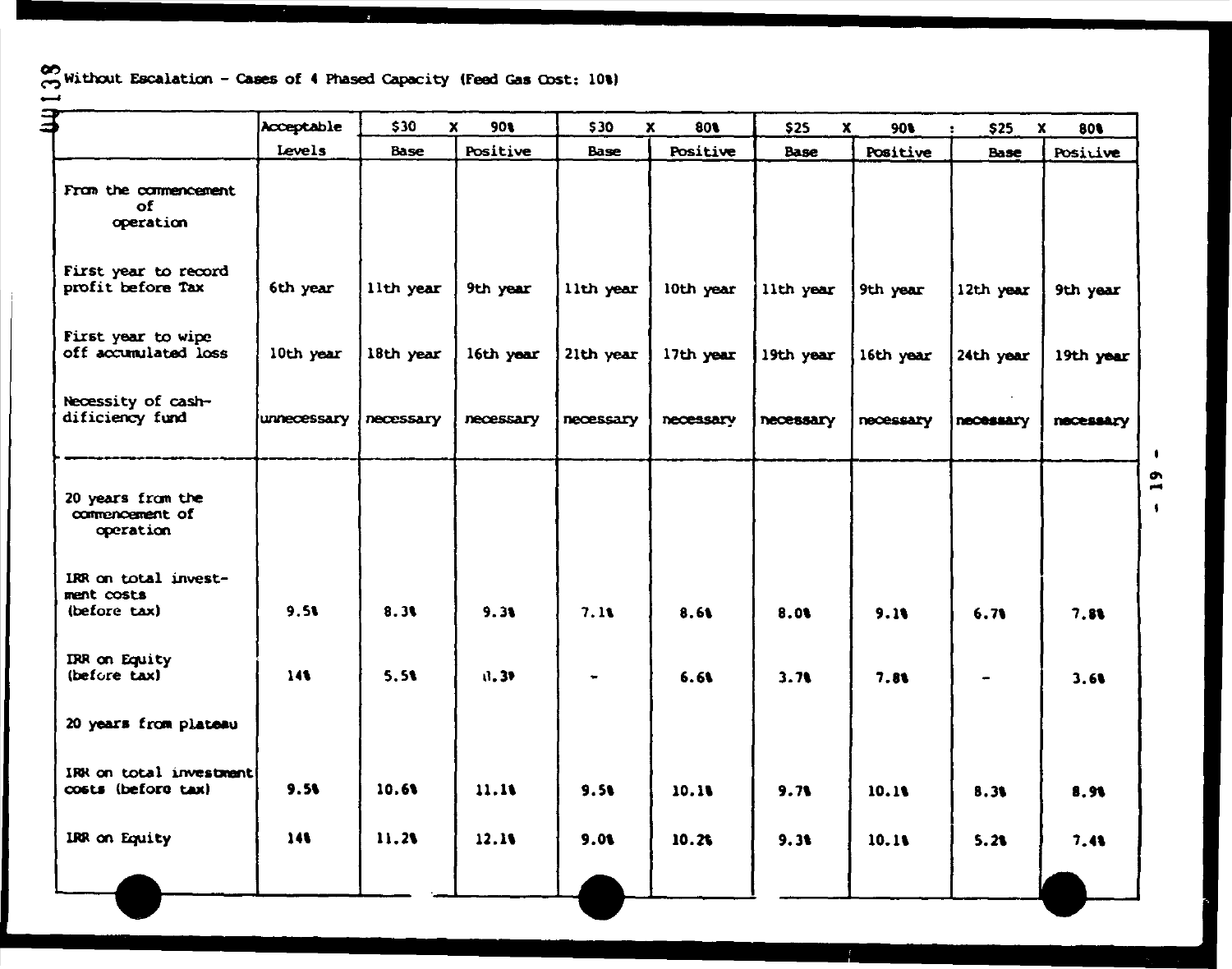Without Escalation - Cases of 4 Phased Capacity (Feed Gas Cost: 10%)

| | Acceptable | $30 x 90% | | $30 x 80% | | $25 x 90% | | $25 x 80% | |
|---|---|---|---|---|---|---|---|---|---|
| | Levels | Base | Positive | Base | Positive | Base | Positive | Base | Positive |
| From the commencement of operation | | | | | | | | | |
| First year to record profit before Tax | 6th year | 11th year | 9th year | 11th year | 10th year | 11th year | 9th year | 12th year | 9th year |
| First year to wipe off accumulated loss | 10th year | 18th year | 16th year | 21th year | 17th year | 19th year | 16th year | 24th year | 19th year |
| Necessity of cash-dificiency fund | unnecessary | necessary | necessary | necessary | necessary | necessary | necessary | necessary | necessary |
| 20 years from the commencement of operation | | | | | | | | | |
| IRR on total investment costs (before tax) | 9.5% | 8.3% | 9.3% | 7.1% | 8.6% | 8.0% | 9.1% | 6.7% | 7.8% |
| IRR on Equity (before tax) | 14% | 5.5% | 11.3% | - | 6.6% | 3.7% | 7.8% | - | 3.6% |
| 20 years from plateau | | | | | | | | | |
| IRR on total investment costs (before tax) | 9.5% | 10.6% | 11.1% | 9.5% | 10.1% | 9.7% | 10.1% | 8.3% | 8.9% |
| IRR on Equity | 14% | 11.2% | 12.1% | 9.0% | 10.2% | 9.3% | 10.1% | 5.2% | 7.4% |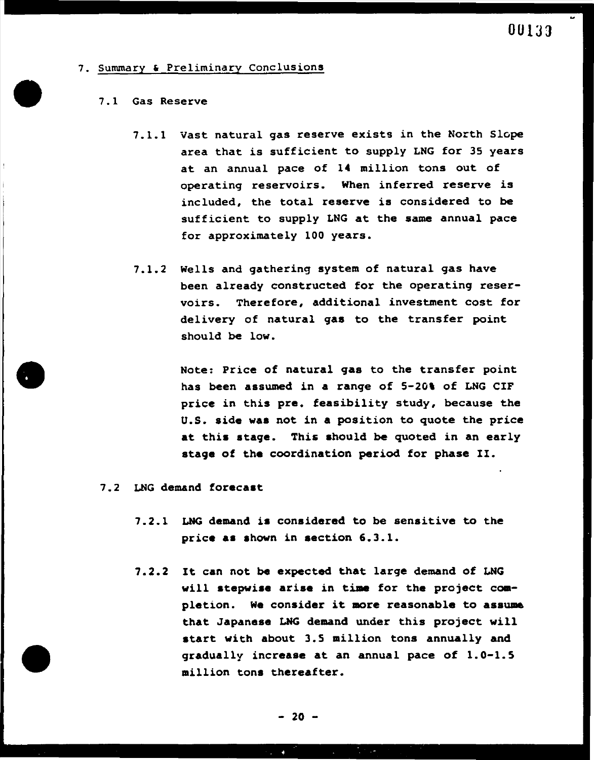## 7. Summary & Preliminary Conclusions

### 7.1 Gas Reserve

7.1.1 Vast natural gas reserve exists in the North Slope area that is sufficient to supply LNG for 35 years at an annual pace of 14 million tons out of operating reservoirs. When inferred reserve is included, the total reserve is considered to be sufficient to supply LNG at the same annual pace for approximately 100 years.

7.1.2 Wells and gathering system of natural gas have been already constructed for the operating reservoirs. Therefore, additional investment cost for delivery of natural gas to the transfer point should be low.

Note: Price of natural gas to the transfer point has been assumed in a range of 5-20% of LNG CIF price in this pre. feasibility study, because the U.S. side was not in a position to quote the price at this stage. This should be quoted in an early stage of the coordination period for phase II.

### 7.2 LNG demand forecast

7.2.1 LNG demand is considered to be sensitive to the price as shown in section 6.3.1.

7.2.2 It can not be expected that large demand of LNG will stepwise arise in time for the project completion. We consider it more reasonable to assume that Japanese LNG demand under this project will start with about 3.5 million tons annually and gradually increase at an annual pace of 1.0-1.5 million tons thereafter.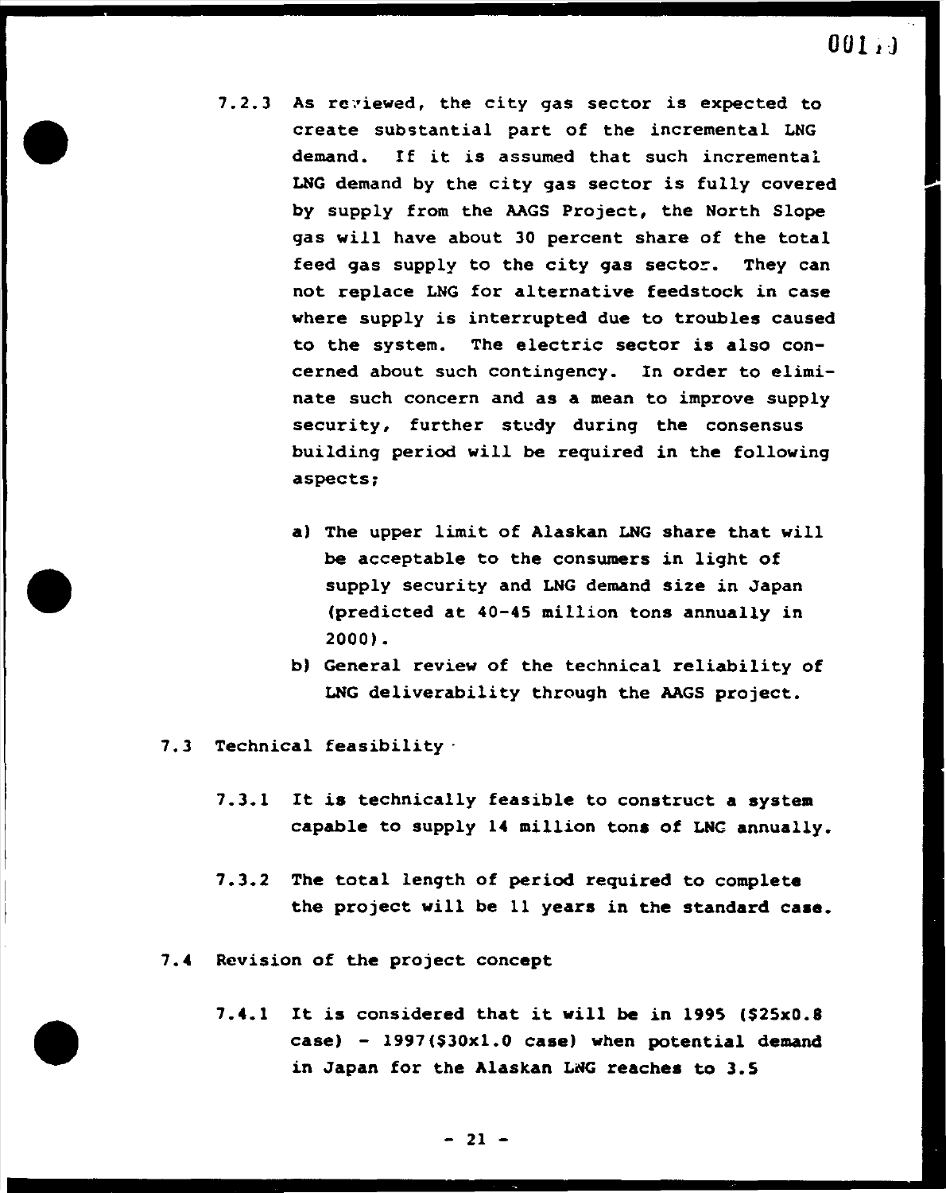7.2.3 As reviewed, the city gas sector is expected to create substantial part of the incremental LNG demand. If it is assumed that such incremental LNG demand by the city gas sector is fully covered by supply from the AAGS Project, the North Slope gas will have about 30 percent share of the total feed gas supply to the city gas sector. They can not replace LNG for alternative feedstock in case where supply is interrupted due to troubles caused to the system. The electric sector is also concerned about such contingency. In order to eliminate such concern and as a mean to improve supply security, further study during the consensus building period will be required in the following aspects;

a) The upper limit of Alaskan LNG share that will be acceptable to the consumers in light of supply security and LNG demand size in Japan (predicted at 40-45 million tons annually in 2000).
b) General review of the technical reliability of LNG deliverability through the AAGS project.

7.3 Technical feasibility

7.3.1 It is technically feasible to construct a system capable to supply 14 million tons of LNG annually.

7.3.2 The total length of period required to complete the project will be 11 years in the standard case.

7.4 Revision of the project concept

7.4.1 It is considered that it will be in 1995 ($25x0.8 case) - 1997($30x1.0 case) when potential demand in Japan for the Alaskan LNG reaches to 3.5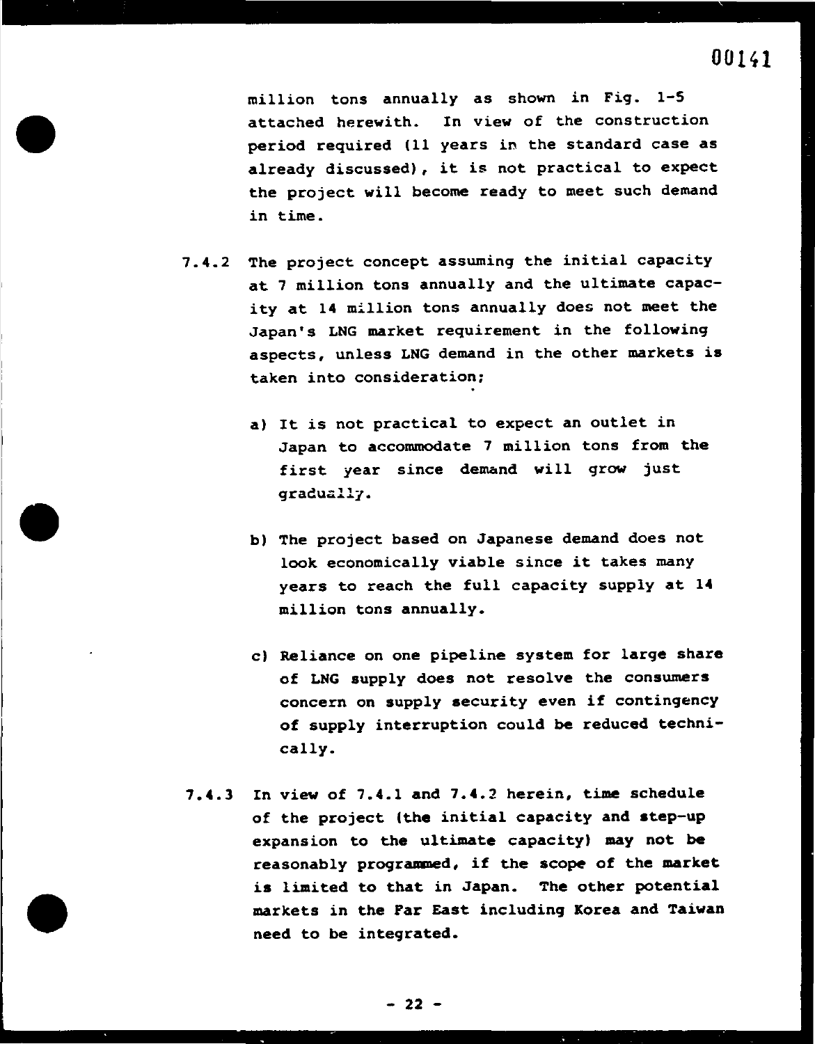million tons annually as shown in Fig. 1-5 attached herewith. In view of the construction period required (11 years in the standard case as already discussed), it is not practical to expect the project will become ready to meet such demand in time.

7.4.2 The project concept assuming the initial capacity at 7 million tons annually and the ultimate capacity at 14 million tons annually does not meet the Japan's LNG market requirement in the following aspects, unless LNG demand in the other markets is taken into consideration;

a) It is not practical to expect an outlet in Japan to accommodate 7 million tons from the first year since demand will grow just gradually.

b) The project based on Japanese demand does not look economically viable since it takes many years to reach the full capacity supply at 14 million tons annually.

c) Reliance on one pipeline system for large share of LNG supply does not resolve the consumers concern on supply security even if contingency of supply interruption could be reduced technically.

7.4.3 In view of 7.4.1 and 7.4.2 herein, time schedule of the project (the initial capacity and step-up expansion to the ultimate capacity) may not be reasonably programmed, if the scope of the market is limited to that in Japan. The other potential markets in the Far East including Korea and Taiwan need to be integrated.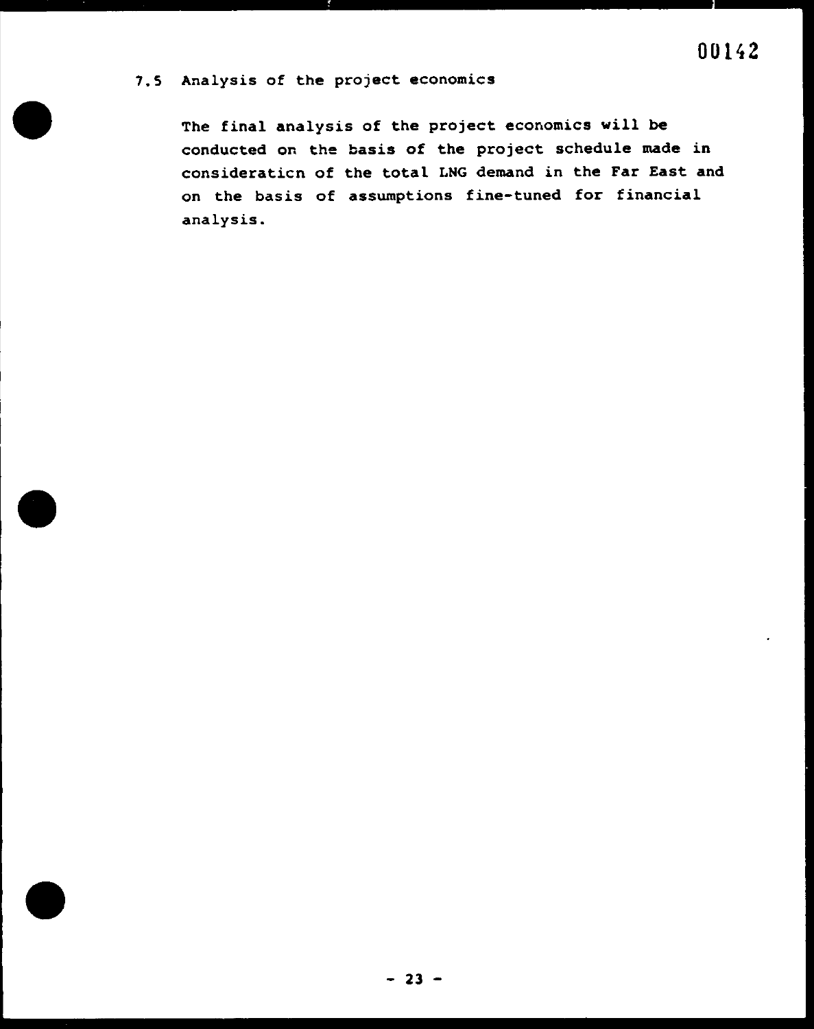### 7.5 Analysis of the project economics

The final analysis of the project economics will be conducted on the basis of the project schedule made in consideraticn of the total LNG demand in the Far East and on the basis of assumptions fine-tuned for financial analysis.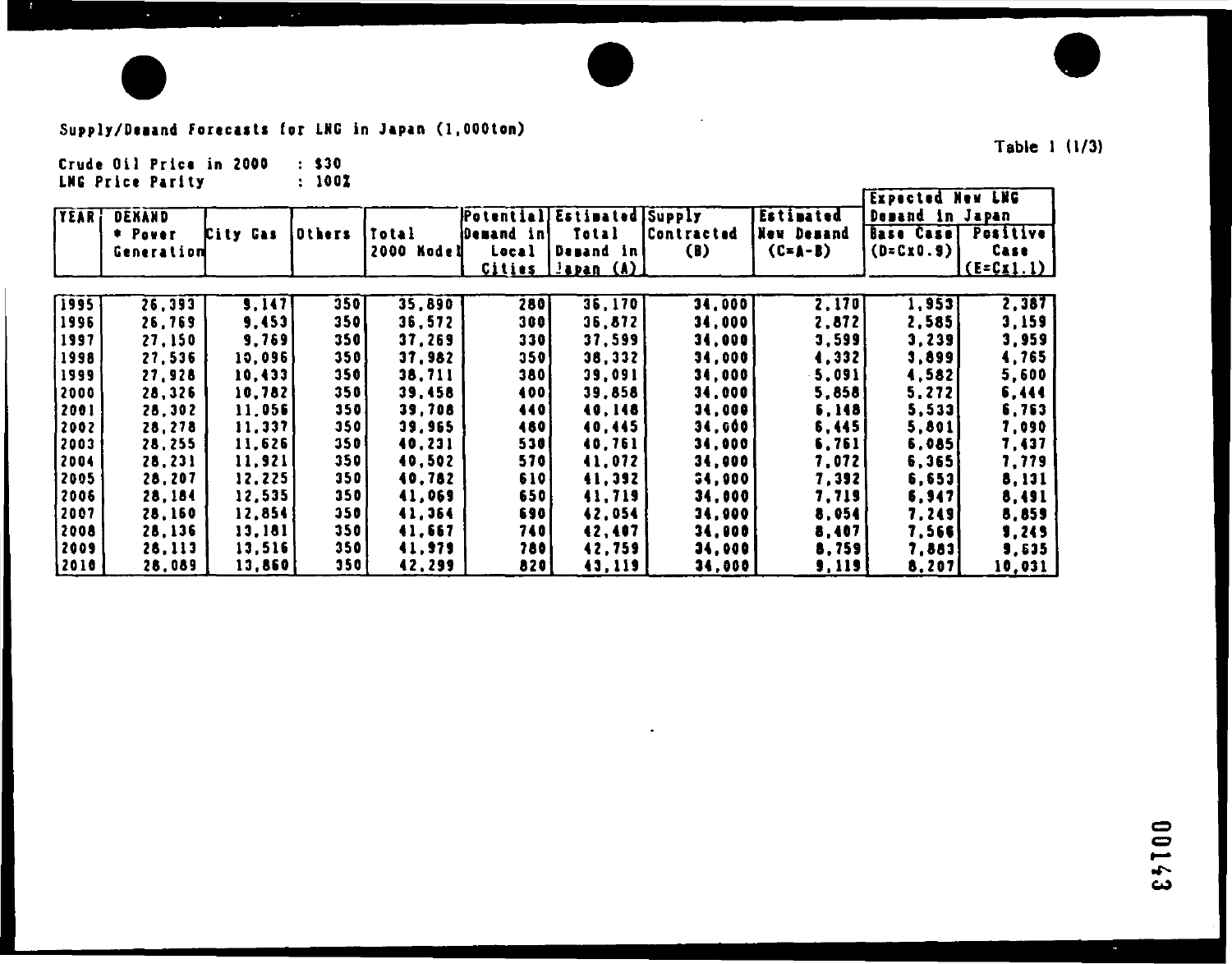Supply/Demand Forecasts for LNG in Japan (1,000ton)

Table 1 (1/3)

Crude Oil Price in 2000 : $30
LNG Price Parity : 100%

| YEAR | DEMAND * Power Generation | City Gas | Others | Total 2000 Model | Potential Demand in Local Cities | Estimated Total Demand in Japan (A) | Supply Contracted (B) | Estimated New Demand (C=A-B) | Expected New LNG Demand in Japan | |
|---|---|---|---|---|---|---|---|---|---|---|
| | | | | | | | | | Base Case (D=Cx0.9) | Positive Case (E=Cx1.1) |
| 1995 | 26,393 | 9,147 | 350 | 35,890 | 280 | 36,170 | 34,000 | 2,170 | 1,953 | 2,387 |
| 1996 | 26,769 | 9,453 | 350 | 36,572 | 300 | 36,872 | 34,000 | 2,872 | 2,585 | 3,159 |
| 1997 | 27,150 | 9,769 | 350 | 37,269 | 330 | 37,599 | 34,000 | 3,599 | 3,239 | 3,959 |
| 1998 | 27,536 | 10,096 | 350 | 37,982 | 350 | 38,332 | 34,000 | 4,332 | 3,899 | 4,765 |
| 1999 | 27,928 | 10,433 | 350 | 38,711 | 380 | 39,091 | 34,000 | 5,091 | 4,582 | 5,600 |
| 2000 | 28,326 | 10,782 | 350 | 39,458 | 400 | 39,858 | 34,000 | 5,858 | 5,272 | 6,444 |
| 2001 | 28,302 | 11,056 | 350 | 39,708 | 440 | 40,148 | 34,000 | 6,148 | 5,533 | 6,763 |
| 2002 | 28,278 | 11,337 | 350 | 39,965 | 480 | 40,445 | 34,000 | 6,445 | 5,801 | 7,090 |
| 2003 | 28,255 | 11,626 | 350 | 40,231 | 530 | 40,761 | 34,000 | 6,761 | 6,085 | 7,437 |
| 2004 | 28,231 | 11,921 | 350 | 40,502 | 570 | 41,072 | 34,000 | 7,072 | 6,365 | 7,779 |
| 2005 | 28,207 | 12,225 | 350 | 40,782 | 610 | 41,392 | 34,000 | 7,392 | 6,653 | 8,131 |
| 2006 | 28,184 | 12,535 | 350 | 41,069 | 650 | 41,719 | 34,000 | 7,719 | 6,947 | 8,491 |
| 2007 | 28,160 | 12,854 | 350 | 41,364 | 690 | 42,054 | 34,000 | 8,054 | 7,249 | 8,859 |
| 2008 | 28,136 | 13,181 | 350 | 41,667 | 740 | 42,407 | 34,000 | 8,407 | 7,566 | 9,249 |
| 2009 | 28,113 | 13,516 | 350 | 41,979 | 780 | 42,759 | 34,000 | 8,759 | 7,883 | 9,635 |
| 2010 | 28,089 | 13,860 | 350 | 42,299 | 820 | 43,119 | 34,000 | 9,119 | 8,207 | 10,031 |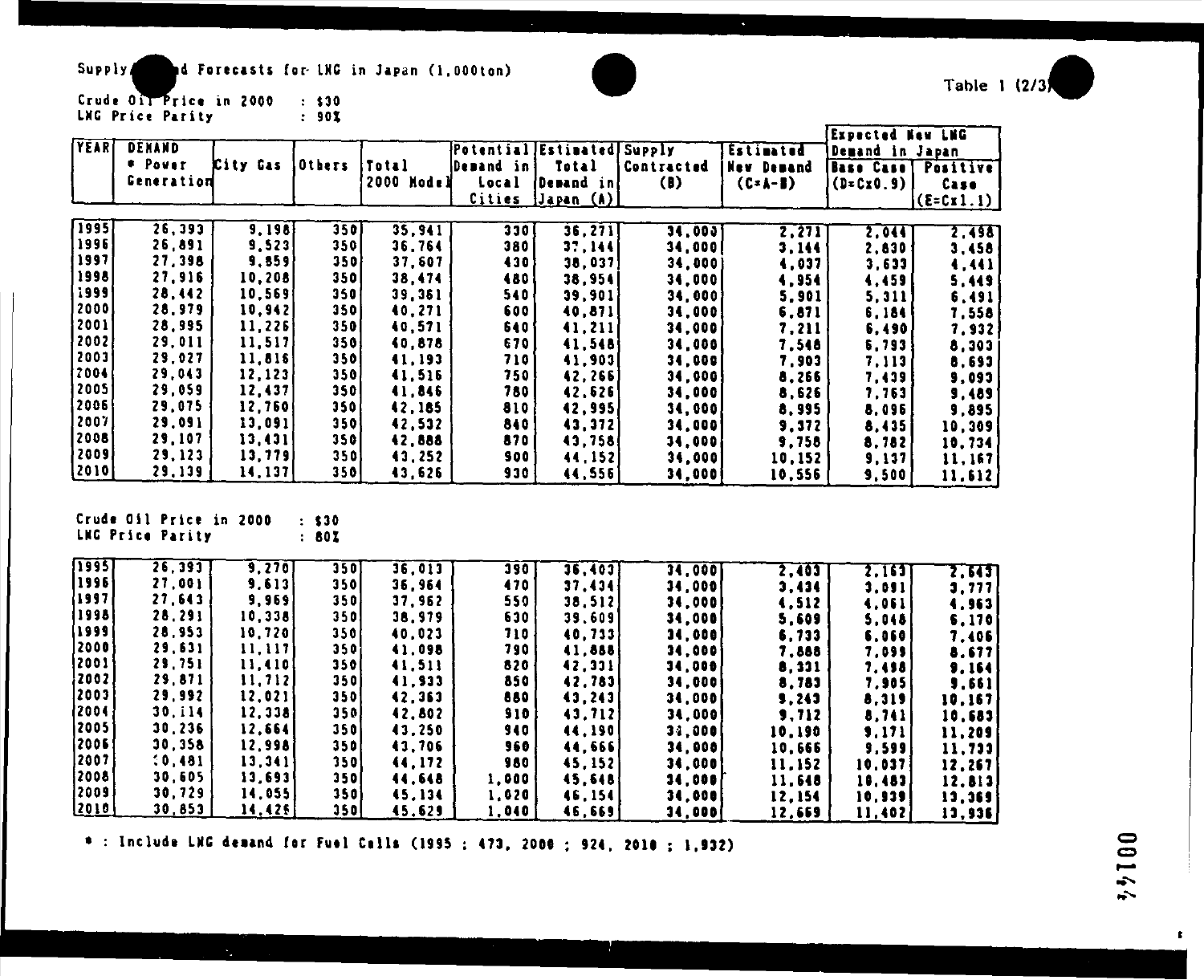Supply and Forecasts for LNG in Japan (1,000ton)

Table 1 (2/3)

Crude Oil Price in 2000 : $30
LNG Price Parity : 90%

| YEAR | DEMAND * Power Generation | City Gas | Others | Total 2000 Model | Potential Demand in Local Cities | Estimated Total Demand in Japan (A) | Supply Contracted (B) | Estimated New Demand (C=A-B) | Expected New LNG Demand in Japan Base Case (D=Cx0.9) | Positive Case (E=Cx1.1) |
|---|---|---|---|---|---|---|---|---|---|---|
| 1995 | 26,393 | 9,198 | 350 | 35,941 | 330 | 36,271 | 34,000 | 2,271 | 2,044 | 2,498 |
| 1996 | 26,891 | 9,523 | 350 | 36,764 | 380 | 37,144 | 34,000 | 3,144 | 2,830 | 3,458 |
| 1997 | 27,398 | 9,859 | 350 | 37,607 | 430 | 38,037 | 34,000 | 4,037 | 3,633 | 4,441 |
| 1998 | 27,916 | 10,208 | 350 | 38,474 | 480 | 38,954 | 34,000 | 4,954 | 4,459 | 5,449 |
| 1999 | 28,442 | 10,569 | 350 | 39,361 | 540 | 39,901 | 34,000 | 5,901 | 5,311 | 6,491 |
| 2000 | 28,979 | 10,942 | 350 | 40,271 | 600 | 40,871 | 34,000 | 6,871 | 6,184 | 7,558 |
| 2001 | 28,995 | 11,226 | 350 | 40,571 | 640 | 41,211 | 34,000 | 7,211 | 6,490 | 7,932 |
| 2002 | 29,011 | 11,517 | 350 | 40,878 | 670 | 41,548 | 34,000 | 7,548 | 6,793 | 8,303 |
| 2003 | 29,027 | 11,816 | 350 | 41,193 | 710 | 41,903 | 34,000 | 7,903 | 7,113 | 8,693 |
| 2004 | 29,043 | 12,123 | 350 | 41,516 | 750 | 42,266 | 34,000 | 8,266 | 7,439 | 9,093 |
| 2005 | 29,059 | 12,437 | 350 | 41,846 | 780 | 42,626 | 34,000 | 8,626 | 7,763 | 9,489 |
| 2006 | 29,075 | 12,760 | 350 | 42,185 | 810 | 42,995 | 34,000 | 8,995 | 8,096 | 9,895 |
| 2007 | 29,091 | 13,091 | 350 | 42,532 | 840 | 43,372 | 34,000 | 9,372 | 8,435 | 10,309 |
| 2008 | 29,107 | 13,431 | 350 | 42,888 | 870 | 43,758 | 34,000 | 9,758 | 8,782 | 10,734 |
| 2009 | 29,123 | 13,779 | 350 | 43,252 | 900 | 44,152 | 34,000 | 10,152 | 9,137 | 11,167 |
| 2010 | 29,139 | 14,137 | 350 | 43,626 | 930 | 44,556 | 34,000 | 10,556 | 9,500 | 11,612 |

Crude Oil Price in 2000 : $30
LNG Price Parity : 80%

| YEAR | DEMAND * Power Generation | City Gas | Others | Total 2000 Model | Potential Demand in Local Cities | Estimated Total Demand in Japan (A) | Supply Contracted (B) | Estimated New Demand (C=A-B) | Expected New LNG Demand in Japan Base Case (D=Cx0.9) | Positive Case (E=Cx1.1) |
|---|---|---|---|---|---|---|---|---|---|---|
| 1995 | 26,393 | 9,270 | 350 | 36,013 | 390 | 36,403 | 34,000 | 2,403 | 2,163 | 2,643 |
| 1996 | 27,001 | 9,613 | 350 | 36,964 | 470 | 37,434 | 34,000 | 3,434 | 3,091 | 3,777 |
| 1997 | 27,643 | 9,969 | 350 | 37,962 | 550 | 38,512 | 34,000 | 4,512 | 4,061 | 4,963 |
| 1998 | 28,291 | 10,338 | 350 | 38,979 | 630 | 39,609 | 34,000 | 5,609 | 5,048 | 6,170 |
| 1999 | 28,953 | 10,720 | 350 | 40,023 | 710 | 40,733 | 34,000 | 6,733 | 6,060 | 7,406 |
| 2000 | 29,631 | 11,117 | 350 | 41,098 | 790 | 41,888 | 34,000 | 7,888 | 7,099 | 8,677 |
| 2001 | 29,751 | 11,410 | 350 | 41,511 | 820 | 42,331 | 34,000 | 8,331 | 7,498 | 9,164 |
| 2002 | 29,871 | 11,712 | 350 | 41,933 | 850 | 42,783 | 34,000 | 8,783 | 7,905 | 9,661 |
| 2003 | 29,992 | 12,021 | 350 | 42,363 | 880 | 43,243 | 34,000 | 9,243 | 8,319 | 10,167 |
| 2004 | 30,114 | 12,338 | 350 | 42,802 | 910 | 43,712 | 34,000 | 9,712 | 8,741 | 10,683 |
| 2005 | 30,236 | 12,664 | 350 | 43,250 | 940 | 44,190 | 34,000 | 10,190 | 9,171 | 11,209 |
| 2006 | 30,358 | 12,998 | 350 | 43,706 | 960 | 44,666 | 34,000 | 10,666 | 9,599 | 11,733 |
| 2007 | 30,481 | 13,341 | 350 | 44,172 | 980 | 45,152 | 34,000 | 11,152 | 10,037 | 12,267 |
| 2008 | 30,605 | 13,693 | 350 | 44,648 | 1,000 | 45,648 | 34,000 | 11,648 | 10,483 | 12,813 |
| 2009 | 30,729 | 14,055 | 350 | 45,134 | 1,020 | 46,154 | 34,000 | 12,154 | 10,939 | 13,369 |
| 2010 | 30,853 | 14,426 | 350 | 45,629 | 1,040 | 46,669 | 34,000 | 12,669 | 11,402 | 13,936 |

* : Include LNG demand for Fuel Cells (1995 : 473, 2000 : 924, 2010 : 1,932)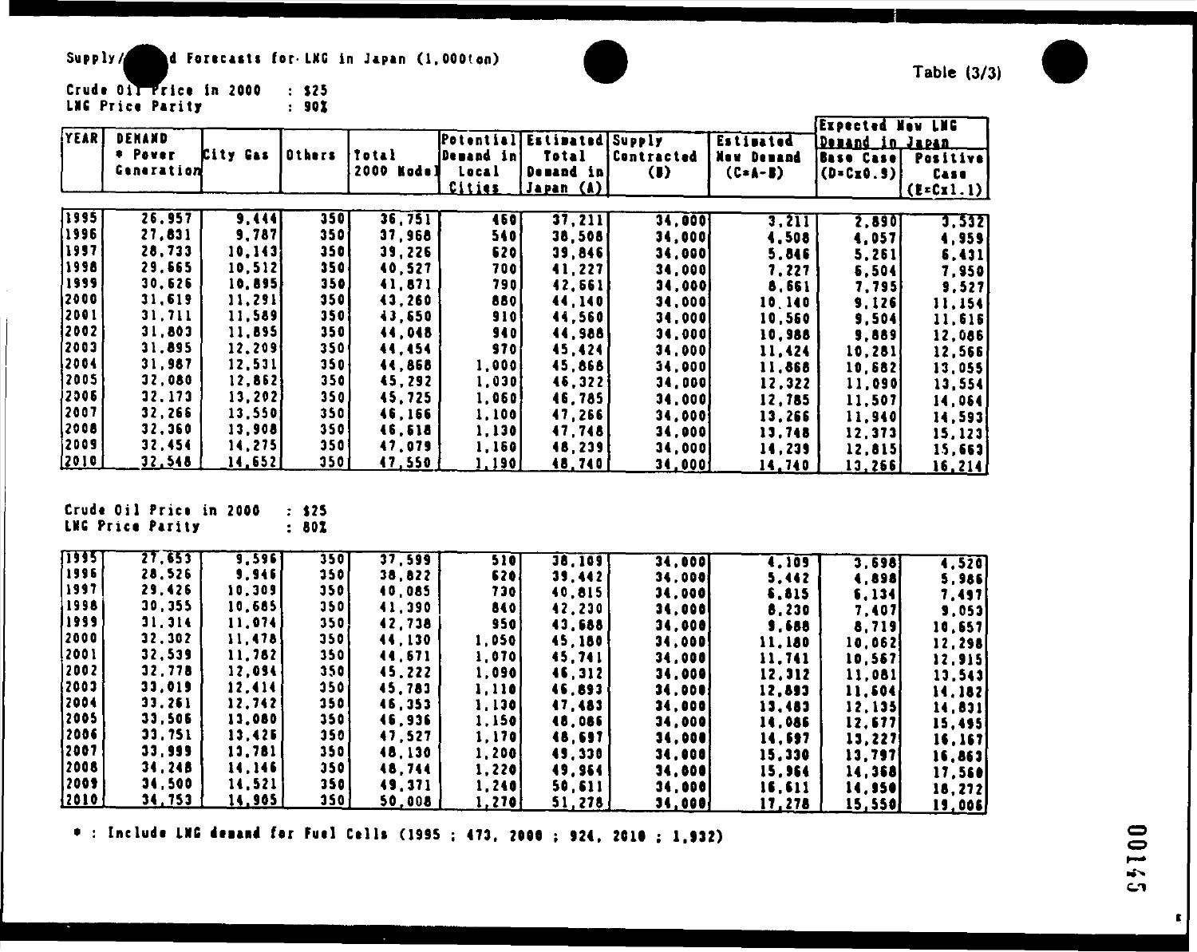Supply/ d Forecasts for LNG in Japan (1,000ton)

Table (3/3)

Crude Oil Price in 2000 : $25
LNG Price Parity : 90%

| YEAR | DEMAND * Power Generation | City Gas | Others | Total 2000 Model | Potential Demand in Local Cities | Estimated Total Demand in Japan (A) | Supply Contracted (B) | Estimated New Demand (C=A-B) | Expected New LNG Demand in Japan | |
|---|---|---|---|---|---|---|---|---|---|---|
| | | | | | | | | | Base Case (D=Cx0.9) | Positive Case (E=Cx1.1) |
| 1995 | 26,957 | 9,444 | 350 | 36,751 | 460 | 37,211 | 34,000 | 3,211 | 2,890 | 3,532 |
| 1996 | 27,831 | 9,787 | 350 | 37,968 | 540 | 38,508 | 34,000 | 4,508 | 4,057 | 4,959 |
| 1997 | 28,733 | 10,143 | 350 | 39,226 | 620 | 39,846 | 34,000 | 5,846 | 5,261 | 6,431 |
| 1998 | 29,665 | 10,512 | 350 | 40,527 | 700 | 41,227 | 34,000 | 7,227 | 6,504 | 7,950 |
| 1999 | 30,626 | 10,895 | 350 | 41,871 | 790 | 42,661 | 34,000 | 8,661 | 7,795 | 9,527 |
| 2000 | 31,619 | 11,291 | 350 | 43,260 | 880 | 44,140 | 34,000 | 10,140 | 9,126 | 11,154 |
| 2001 | 31,711 | 11,589 | 350 | 43,650 | 910 | 44,560 | 34,000 | 10,560 | 9,504 | 11,616 |
| 2002 | 31,803 | 11,895 | 350 | 44,048 | 940 | 44,988 | 34,000 | 10,988 | 9,889 | 12,086 |
| 2003 | 31,895 | 12,209 | 350 | 44,454 | 970 | 45,424 | 34,000 | 11,424 | 10,281 | 12,566 |
| 2004 | 31,987 | 12,531 | 350 | 44,868 | 1,000 | 45,868 | 34,000 | 11,868 | 10,682 | 13,055 |
| 2005 | 32,080 | 12,862 | 350 | 45,292 | 1,030 | 46,322 | 34,000 | 12,322 | 11,090 | 13,554 |
| 2006 | 32,173 | 13,202 | 350 | 45,725 | 1,060 | 46,785 | 34,000 | 12,785 | 11,507 | 14,064 |
| 2007 | 32,266 | 13,550 | 350 | 46,166 | 1,100 | 47,266 | 34,000 | 13,266 | 11,940 | 14,593 |
| 2008 | 32,360 | 13,908 | 350 | 46,618 | 1,130 | 47,748 | 34,000 | 13,748 | 12,373 | 15,123 |
| 2009 | 32,454 | 14,275 | 350 | 47,079 | 1,160 | 48,239 | 34,000 | 14,239 | 12,815 | 15,663 |
| 2010 | 32,548 | 14,652 | 350 | 47,550 | 1,190 | 48,740 | 34,000 | 14,740 | 13,266 | 16,214 |

Crude Oil Price in 2000 : $25
LNG Price Parity : 80%

| YEAR | DEMAND * Power Generation | City Gas | Others | Total 2000 Model | Potential Demand in Local Cities | Estimated Total Demand in Japan (A) | Supply Contracted (B) | Estimated New Demand (C=A-B) | Base Case (D=Cx0.9) | Positive Case (E=Cx1.1) |
|---|---|---|---|---|---|---|---|---|---|---|
| 1995 | 27,653 | 9,596 | 350 | 37,599 | 510 | 38,109 | 34,000 | 4,109 | 3,698 | 4,520 |
| 1996 | 28,526 | 9,946 | 350 | 38,822 | 620 | 39,442 | 34,000 | 5,442 | 4,898 | 5,986 |
| 1997 | 29,426 | 10,309 | 350 | 40,085 | 730 | 40,815 | 34,000 | 6,815 | 6,134 | 7,497 |
| 1998 | 30,355 | 10,685 | 350 | 41,390 | 840 | 42,230 | 34,000 | 8,230 | 7,407 | 9,053 |
| 1999 | 31,314 | 11,074 | 350 | 42,738 | 950 | 43,688 | 34,000 | 9,688 | 8,719 | 10,657 |
| 2000 | 32,302 | 11,478 | 350 | 44,130 | 1,050 | 45,180 | 34,000 | 11,180 | 10,062 | 12,298 |
| 2001 | 32,539 | 11,782 | 350 | 44,671 | 1,070 | 45,741 | 34,000 | 11,741 | 10,567 | 12,915 |
| 2002 | 32,778 | 12,094 | 350 | 45,222 | 1,090 | 46,312 | 34,000 | 12,312 | 11,081 | 13,543 |
| 2003 | 33,019 | 12,414 | 350 | 45,783 | 1,110 | 46,893 | 34,000 | 12,893 | 11,604 | 14,182 |
| 2004 | 33,261 | 12,742 | 350 | 46,353 | 1,130 | 47,483 | 34,000 | 13,483 | 12,135 | 14,831 |
| 2005 | 33,506 | 13,080 | 350 | 46,936 | 1,150 | 48,086 | 34,000 | 14,086 | 12,677 | 15,495 |
| 2006 | 33,751 | 13,426 | 350 | 47,527 | 1,170 | 48,697 | 34,000 | 14,697 | 13,227 | 16,167 |
| 2007 | 33,999 | 13,781 | 350 | 48,130 | 1,200 | 49,330 | 34,000 | 15,330 | 13,797 | 16,863 |
| 2008 | 34,248 | 14,146 | 350 | 48,744 | 1,220 | 49,964 | 34,000 | 15,964 | 14,368 | 17,560 |
| 2009 | 34,500 | 14,521 | 350 | 49,371 | 1,240 | 50,611 | 34,000 | 16,611 | 14,950 | 18,272 |
| 2010 | 34,753 | 14,905 | 350 | 50,008 | 1,270 | 51,278 | 34,000 | 17,278 | 15,550 | 19,006 |

* : Include LNG demand for Fuel Cells (1995 ; 473, 2000 ; 924, 2010 ; 1,932)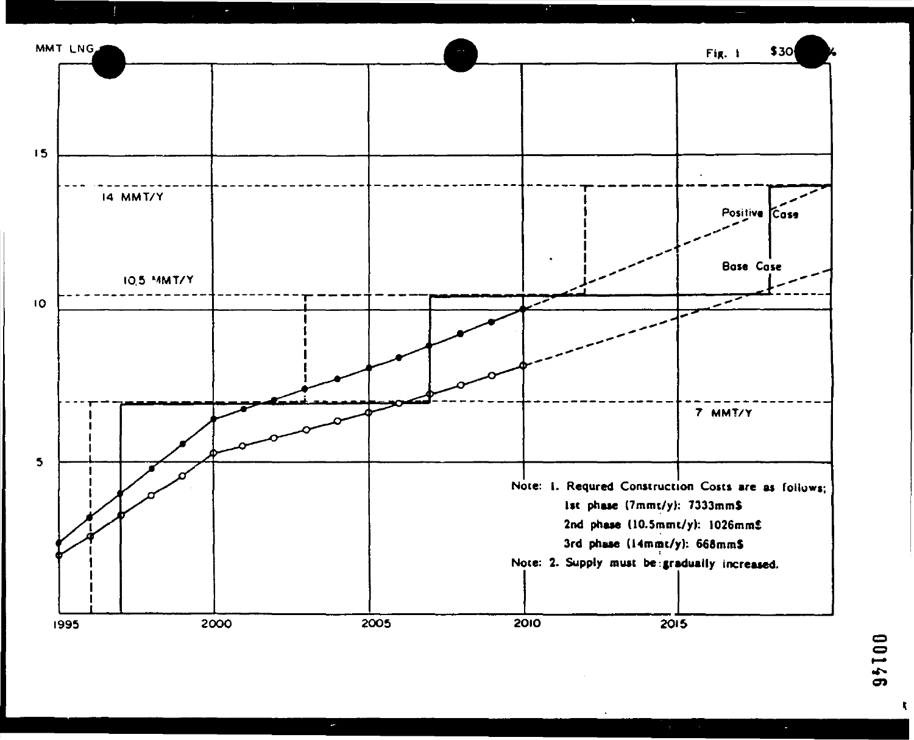MMT LNG

Fig. 1 $30 %

14 MMT/Y

10.5 MMT/Y

7 MMT/Y

Positive Case

Base Case

Note: 1. Requred Construction Costs are as follows;

1st phase (7mmt/y): 7333mm$

2nd phase (10.5mmt/y): 1026mm$

3rd phase (14mmt/y): 668mm$

Note: 2. Supply must be gradually increased.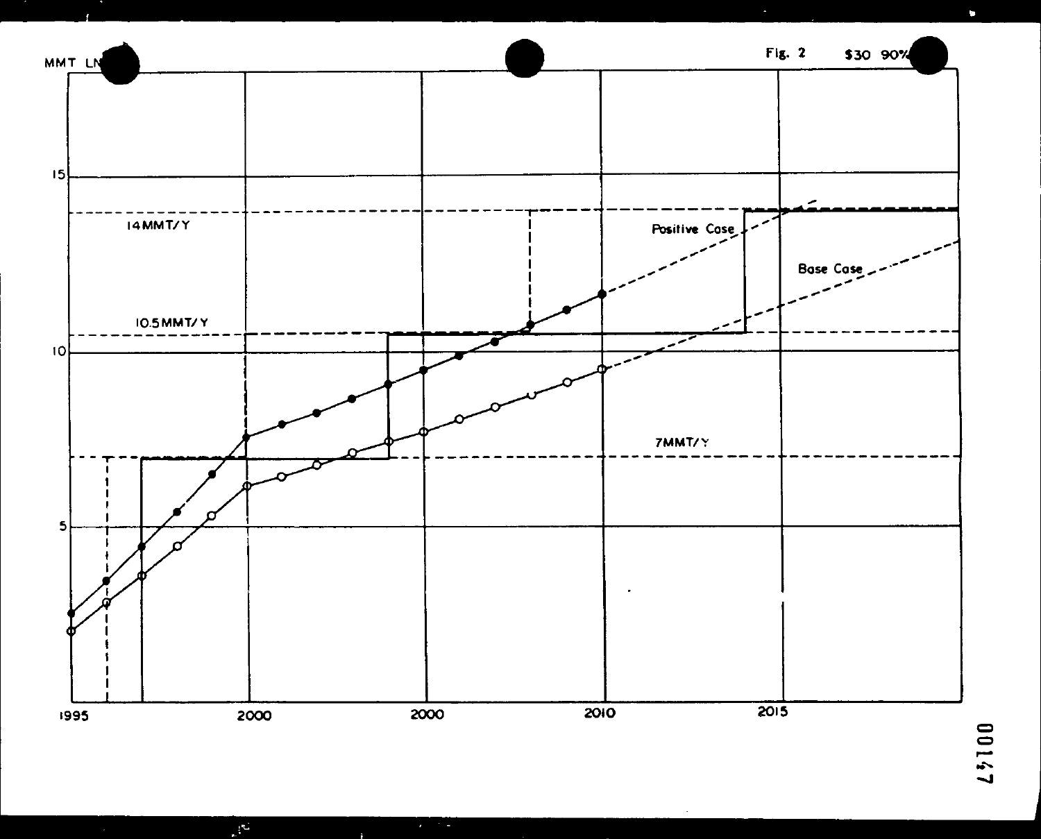MMT LN

Fig. 2 $30 90%

15

14MMT/Y

Positive Case

Base Case

10.5MMT/Y

10

7MMT/Y

5

1995 2000 2000 2010 2015

00147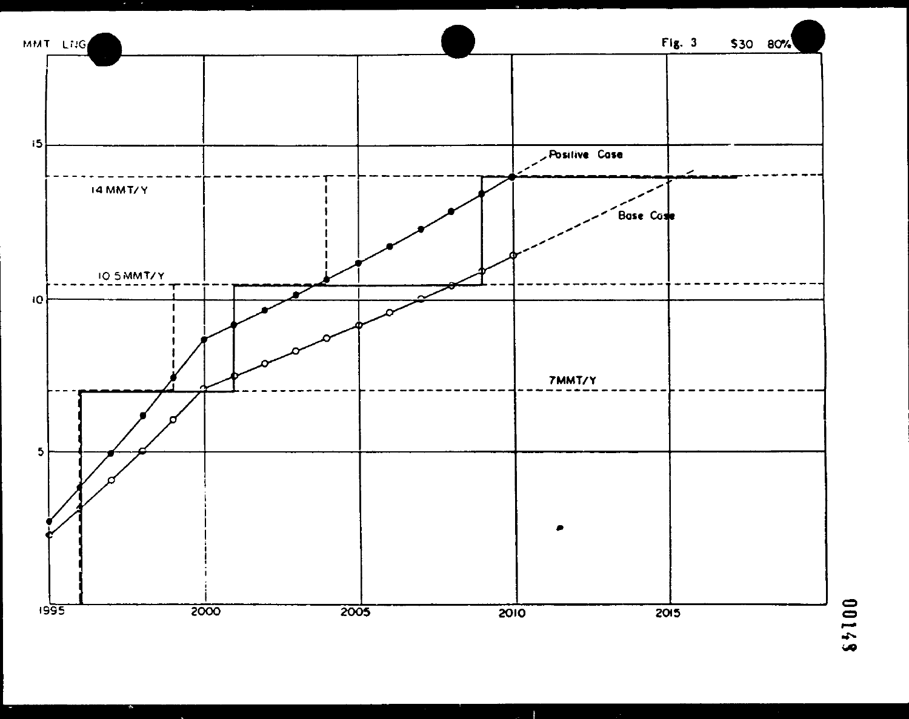MMT LNG

Fig. 3 $30 80%

14 MMT/Y

10.5 MMT/Y

7 MMT/Y

Positive Case

Base Case

1995 2000 2005 2010 2015

5 10 15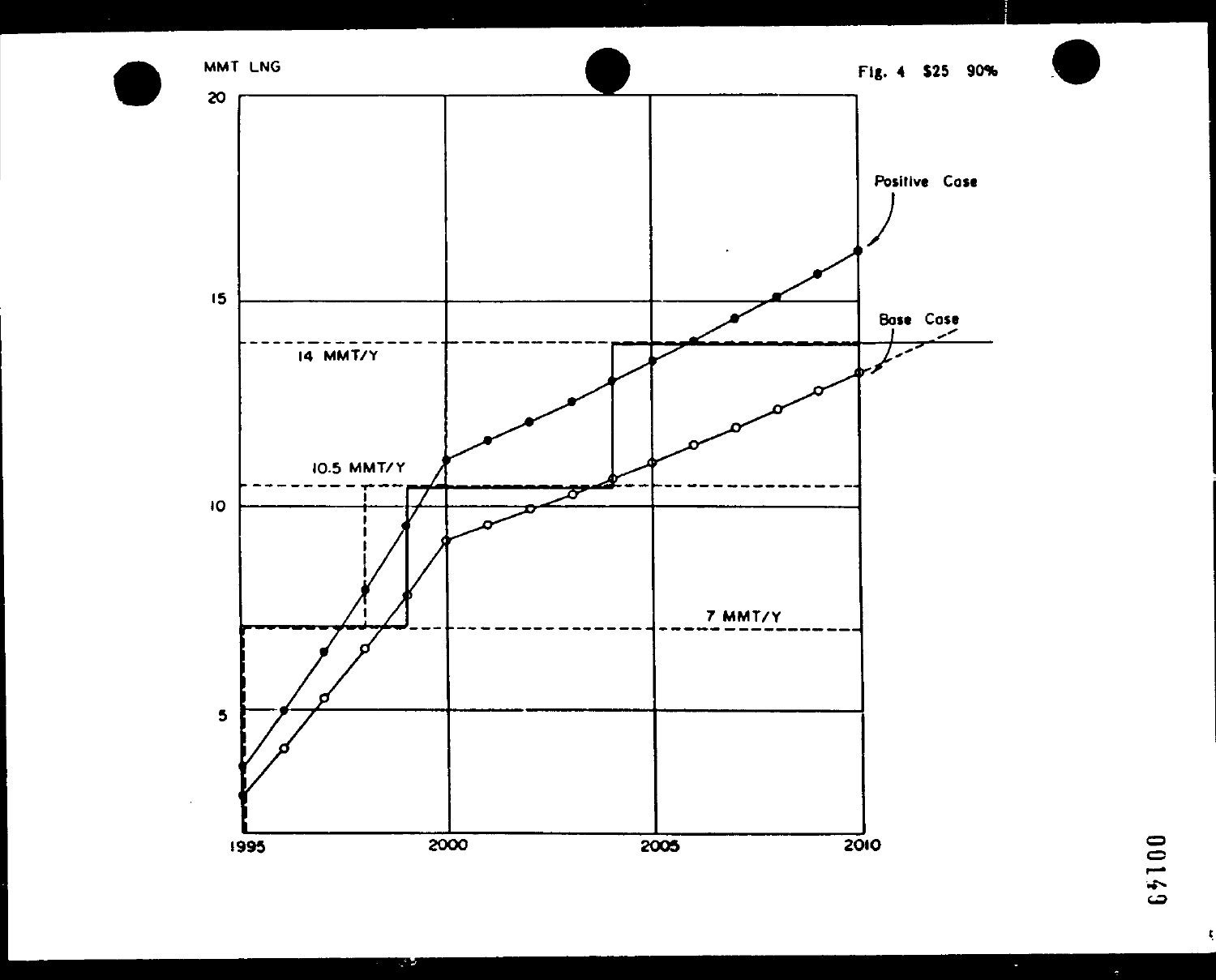Fig. 4 $25 90%

MMT LNG

14 MMT/Y

10.5 MMT/Y

7 MMT/Y

Positive Case

Base Case

| 20 | 15 | 10 | 5 |
|---|---|---|---|

| 1995 | 2000 | 2005 | 2010 |
|---|---|---|---|

00149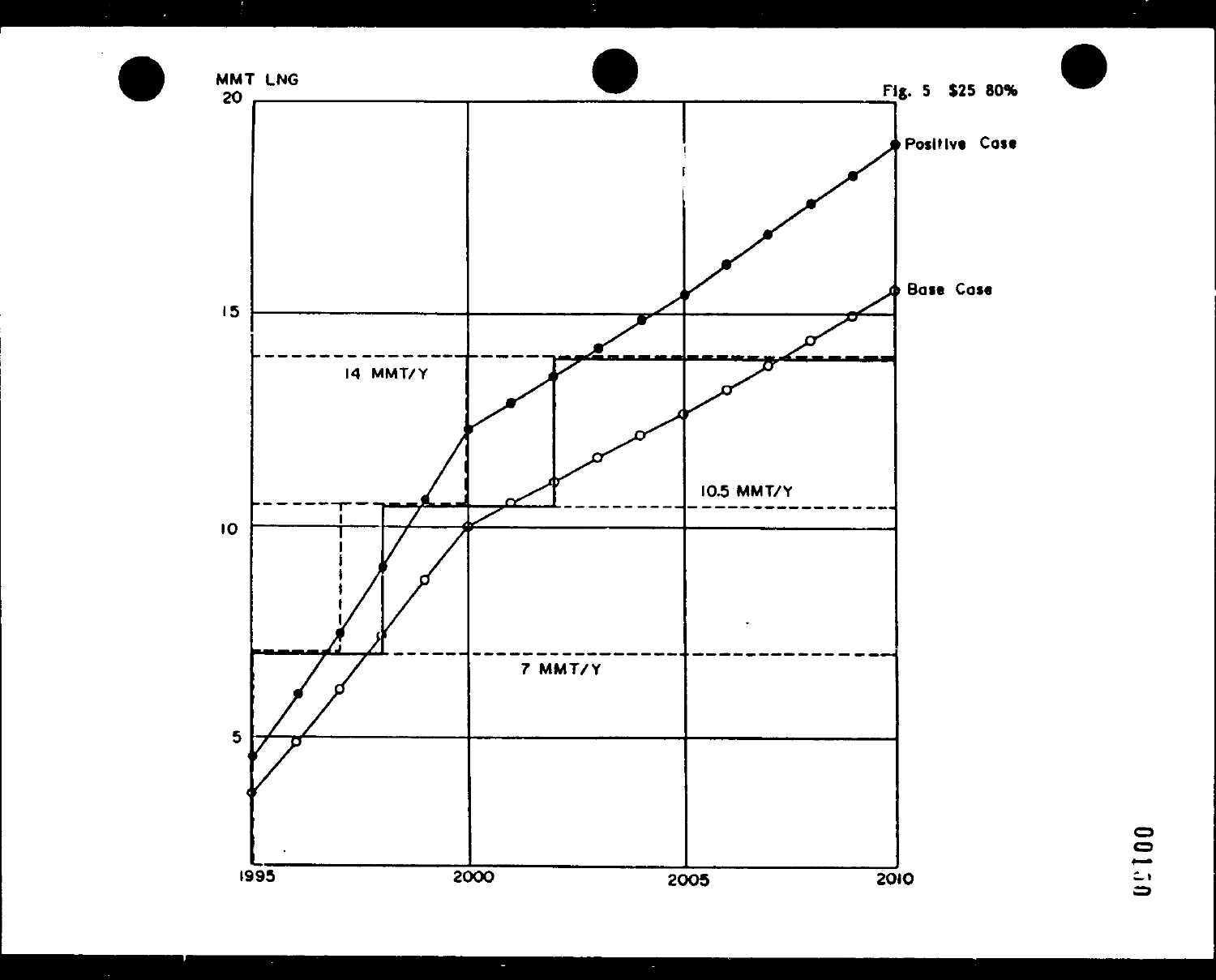Fig. 5 $25 80%

MMT LNG

20

15

10

5

1995

2000

2005

2010

Positive Case

Base Case

14 MMT/Y

10.5 MMT/Y

7 MMT/Y